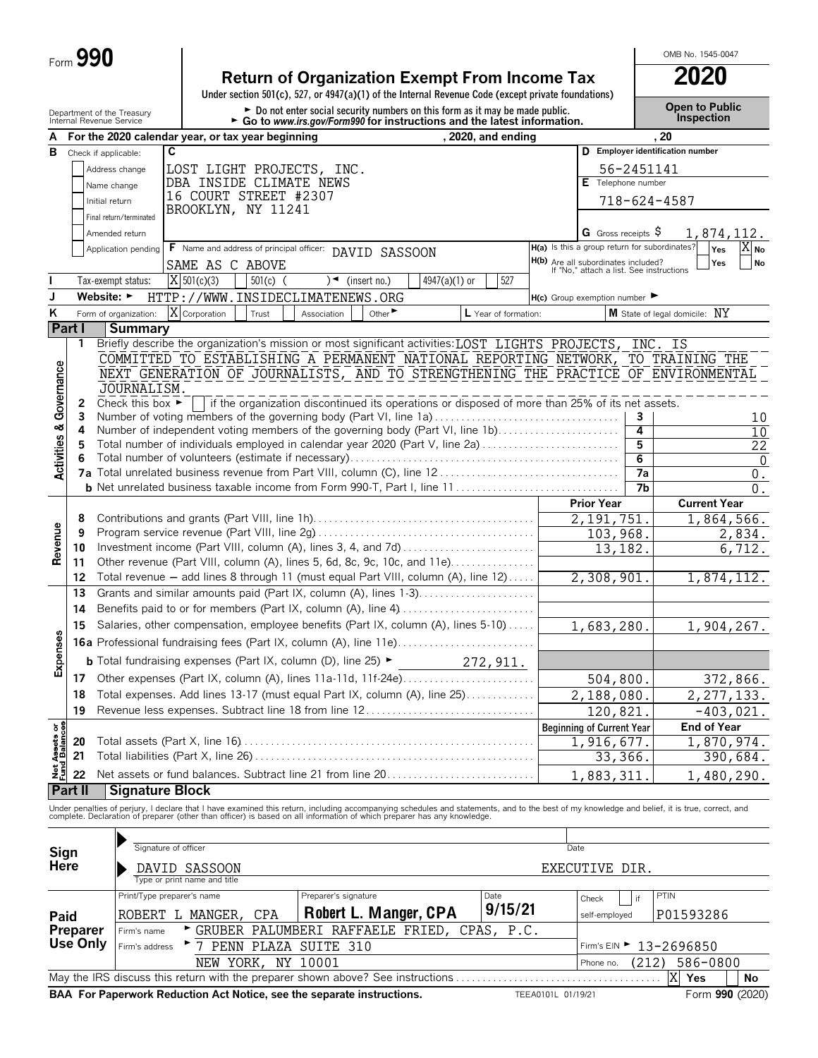Form **990**

# Return of Organization Exempt From Income Tax

**2020**

OMB No. 1545-0047

Under section 501(c), 527, or 4947(a)(1) of the Internal Revenue Code (except private foundations)

► Do not enter social security numbers on this form as it may be made public.
► Go to *www.irs.gov/Form990* for instructions and the latest information.

Department of the Treasury
Internal Revenue Service

**Open to Public Inspection**

**A** For the 2020 calendar year, or tax year beginning , 2020, and ending , 20

**B** Check if applicable:
- Address change
- Name change
- Initial return
- Final return/terminated
- Amended return
- Application pending

**C**
LOST LIGHT PROJECTS, INC.
DBA INSIDE CLIMATE NEWS
16 COURT STREET #2307
BROOKLYN, NY 11241

**D** Employer identification number: 56-2451141

**E** Telephone number: 718-624-4587

**G** Gross receipts $ 1,874,112.

**F** Name and address of principal officer: DAVID SASSOON
SAME AS C ABOVE

**H(a)** Is this a group return for subordinates? Yes [ ] No [X]

**H(b)** Are all subordinates included? Yes [ ] No [ ]
If "No," attach a list. See instructions

**I** Tax-exempt status: [X] 501(c)(3) [ ] 501(c) ( ) ◄ (insert no.) [ ] 4947(a)(1) or [ ] 527

**J** Website: ► HTTP://WWW.INSIDECLIMATENEWS.ORG

**H(c)** Group exemption number ►

**K** Form of organization: [X] Corporation [ ] Trust [ ] Association [ ] Other ►

**L** Year of formation:

**M** State of legal domicile: NY

## Part I Summary

### Activities & Governance

1 Briefly describe the organization's mission or most significant activities: LOST LIGHTS PROJECTS, INC. IS COMMITTED TO ESTABLISHING A PERMANENT NATIONAL REPORTING NETWORK, TO TRAINING THE NEXT GENERATION OF JOURNALISTS, AND TO STRENGTHENING THE PRACTICE OF ENVIRONMENTAL JOURNALISM.

2 Check this box ► [ ] if the organization discontinued its operations or disposed of more than 25% of its net assets.

| | | | |
|---|---|---|---|
| 3 | Number of voting members of the governing body (Part VI, line 1a) | 3 | 10 |
| 4 | Number of independent voting members of the governing body (Part VI, line 1b) | 4 | 10 |
| 5 | Total number of individuals employed in calendar year 2020 (Part V, line 2a) | 5 | 22 |
| 6 | Total number of volunteers (estimate if necessary) | 6 | 0 |
| 7a | Total unrelated business revenue from Part VIII, column (C), line 12 | 7a | 0. |
| b | Net unrelated business taxable income from Form 990-T, Part I, line 11 | 7b | 0. |

### Revenue

| | | Prior Year | Current Year |
|---|---|---|---|
| 8 | Contributions and grants (Part VIII, line 1h) | 2,191,751. | 1,864,566. |
| 9 | Program service revenue (Part VIII, line 2g) | 103,968. | 2,834. |
| 10 | Investment income (Part VIII, column (A), lines 3, 4, and 7d) | 13,182. | 6,712. |
| 11 | Other revenue (Part VIII, column (A), lines 5, 6d, 8c, 9c, 10c, and 11e) | | |
| 12 | Total revenue – add lines 8 through 11 (must equal Part VIII, column (A), line 12) | 2,308,901. | 1,874,112. |

### Expenses

| | | Prior Year | Current Year |
|---|---|---|---|
| 13 | Grants and similar amounts paid (Part IX, column (A), lines 1-3) | | |
| 14 | Benefits paid to or for members (Part IX, column (A), line 4) | | |
| 15 | Salaries, other compensation, employee benefits (Part IX, column (A), lines 5-10) | 1,683,280. | 1,904,267. |
| 16a | Professional fundraising fees (Part IX, column (A), line 11e) | | |
| b | Total fundraising expenses (Part IX, column (D), line 25) ► 272,911. | | |
| 17 | Other expenses (Part IX, column (A), lines 11a-11d, 11f-24e) | 504,800. | 372,866. |
| 18 | Total expenses. Add lines 13-17 (must equal Part IX, column (A), line 25) | 2,188,080. | 2,277,133. |
| 19 | Revenue less expenses. Subtract line 18 from line 12 | 120,821. | -403,021. |

### Net Assets or Fund Balances

| | | Beginning of Current Year | End of Year |
|---|---|---|---|
| 20 | Total assets (Part X, line 16) | 1,916,677. | 1,870,974. |
| 21 | Total liabilities (Part X, line 26) | 33,366. | 390,684. |
| 22 | Net assets or fund balances. Subtract line 21 from line 20 | 1,883,311. | 1,480,290. |

## Part II Signature Block

Under penalties of perjury, I declare that I have examined this return, including accompanying schedules and statements, and to the best of my knowledge and belief, it is true, correct, and complete. Declaration of preparer (other than officer) is based on all information of which preparer has any knowledge.

**Sign Here**

Signature of officer | Date

DAVID SASSOON EXECUTIVE DIR.
Type or print name and title

**Paid Preparer Use Only**

| Print/Type preparer's name | Preparer's signature | Date | Check [ ] if self-employed | PTIN |
|---|---|---|---|---|
| ROBERT L MANGER, CPA | Robert L. Manger, CPA | 9/15/21 | | P01593286 |

Firm's name ► GRUBER PALUMBERI RAFFAELE FRIED, CPAS, P.C.
Firm's EIN ► 13-2696850

Firm's address ► 7 PENN PLAZA SUITE 310
NEW YORK, NY 10001
Phone no. (212) 586-0800

May the IRS discuss this return with the preparer shown above? See instructions [X] Yes [ ] No

BAA For Paperwork Reduction Act Notice, see the separate instructions. TEEA0101L 01/19/21 Form **990** (2020)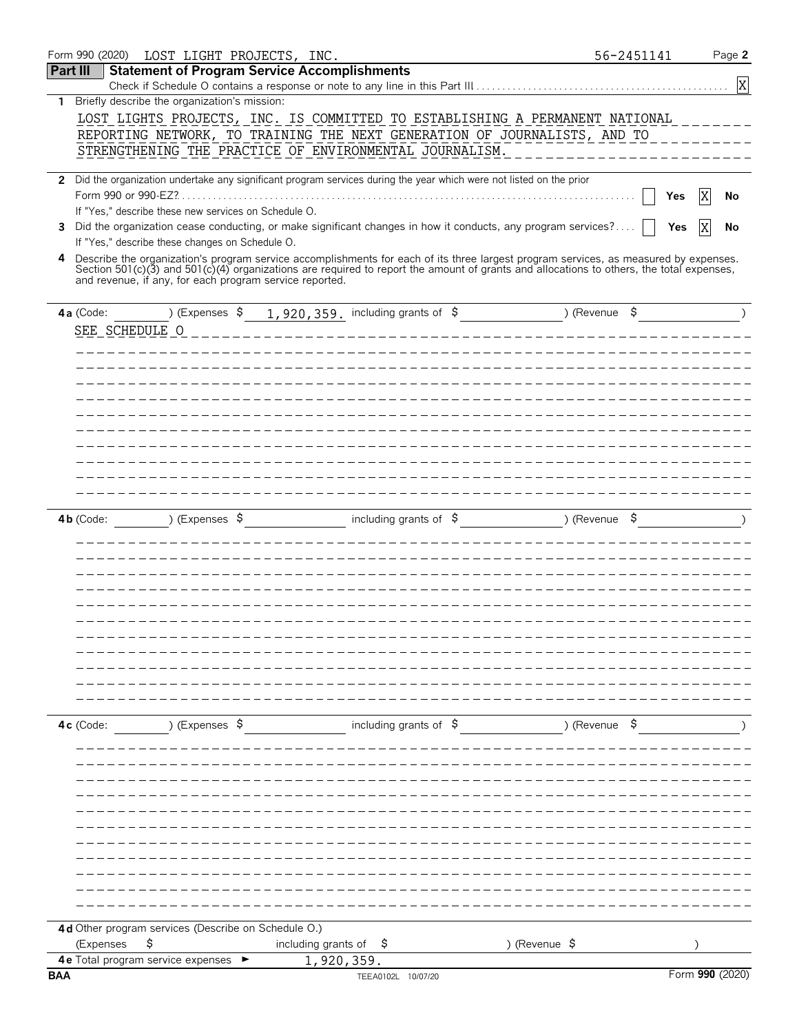Form 990 (2020) LOST LIGHT PROJECTS, INC. 56-2451141

## Part III Statement of Program Service Accomplishments

Check if Schedule O contains a response or note to any line in this Part III . . . . . . [X]

**1** Briefly describe the organization's mission:

LOST LIGHTS PROJECTS, INC. IS COMMITTED TO ESTABLISHING A PERMANENT NATIONAL REPORTING NETWORK, TO TRAINING THE NEXT GENERATION OF JOURNALISTS, AND TO STRENGTHENING THE PRACTICE OF ENVIRONMENTAL JOURNALISM.

**2** Did the organization undertake any significant program services during the year which were not listed on the prior Form 990 or 990-EZ? . . . . . . [ ] Yes [X] No

If "Yes," describe these new services on Schedule O.

**3** Did the organization cease conducting, or make significant changes in how it conducts, any program services? . . . . [ ] Yes [X] No

If "Yes," describe these changes on Schedule O.

**4** Describe the organization's program service accomplishments for each of its three largest program services, as measured by expenses. Section 501(c)(3) and 501(c)(4) organizations are required to report the amount of grants and allocations to others, the total expenses, and revenue, if any, for each program service reported.

**4a** (Code: ) (Expenses $ 1,920,359. including grants of $ ) (Revenue $ )

SEE SCHEDULE O

**4b** (Code: ) (Expenses $ including grants of $ ) (Revenue $ )

**4c** (Code: ) (Expenses $ including grants of $ ) (Revenue $ )

**4d** Other program services (Describe on Schedule O.)

(Expenses $ including grants of $ ) (Revenue $ )

**4e** Total program service expenses ► 1,920,359.

BAA TEEA0102L 10/07/20 Form **990** (2020)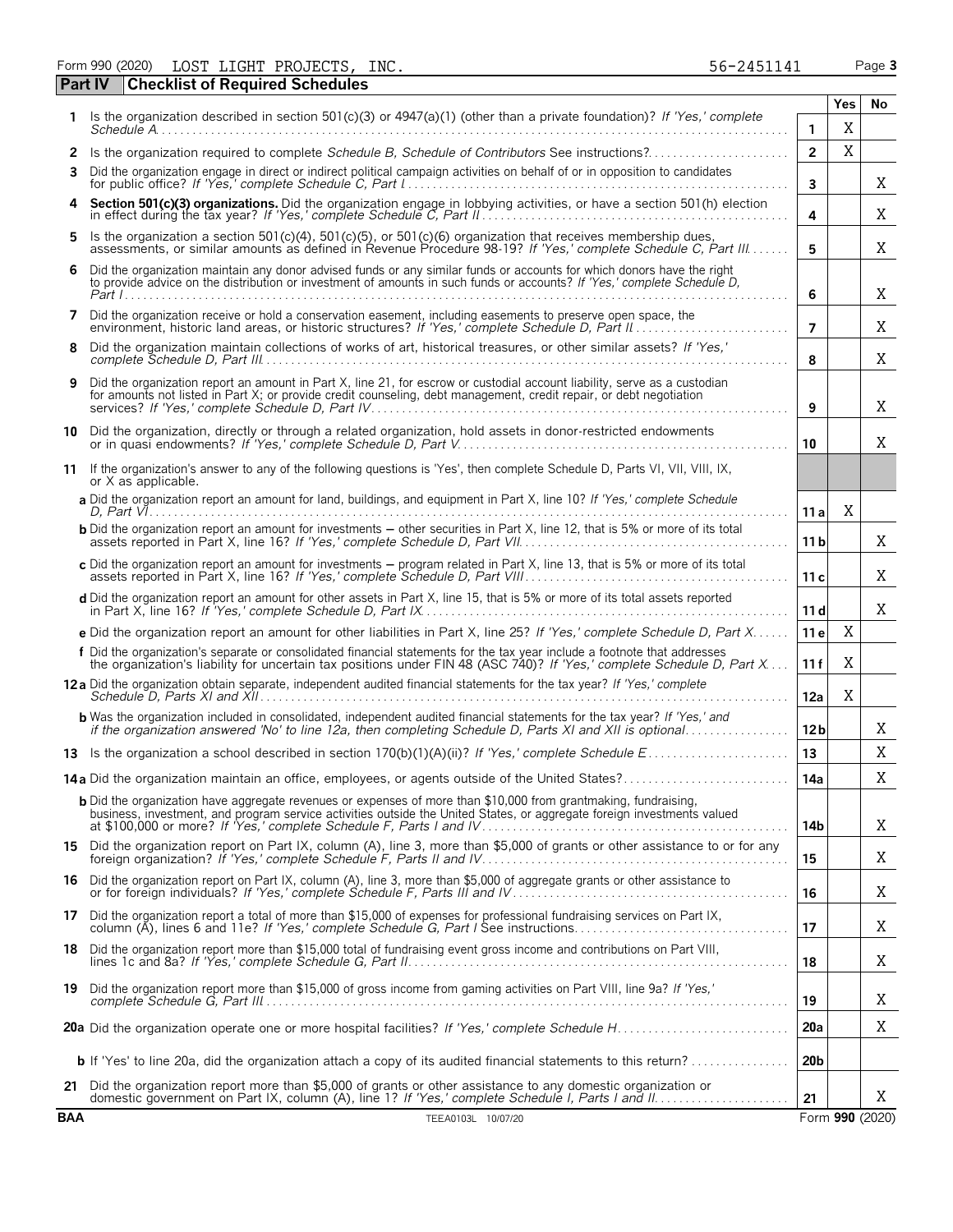Form 990 (2020) LOST LIGHT PROJECTS, INC. 56-2451141

## Part IV Checklist of Required Schedules

| | | | Yes | No |
|---|---|---|---|---|
| 1 | Is the organization described in section 501(c)(3) or 4947(a)(1) (other than a private foundation)? *If 'Yes,' complete Schedule A* | 1 | X | |
| 2 | Is the organization required to complete *Schedule B, Schedule of Contributors* See instructions? | 2 | X | |
| 3 | Did the organization engage in direct or indirect political campaign activities on behalf of or in opposition to candidates for public office? *If 'Yes,' complete Schedule C, Part I* | 3 | | X |
| 4 | **Section 501(c)(3) organizations.** Did the organization engage in lobbying activities, or have a section 501(h) election in effect during the tax year? *If 'Yes,' complete Schedule C, Part II* | 4 | | X |
| 5 | Is the organization a section 501(c)(4), 501(c)(5), or 501(c)(6) organization that receives membership dues, assessments, or similar amounts as defined in Revenue Procedure 98-19? *If 'Yes,' complete Schedule C, Part III* | 5 | | X |
| 6 | Did the organization maintain any donor advised funds or any similar funds or accounts for which donors have the right to provide advice on the distribution or investment of amounts in such funds or accounts? *If 'Yes,' complete Schedule D, Part I* | 6 | | X |
| 7 | Did the organization receive or hold a conservation easement, including easements to preserve open space, the environment, historic land areas, or historic structures? *If 'Yes,' complete Schedule D, Part II* | 7 | | X |
| 8 | Did the organization maintain collections of works of art, historical treasures, or other similar assets? *If 'Yes,' complete Schedule D, Part III* | 8 | | X |
| 9 | Did the organization report an amount in Part X, line 21, for escrow or custodial account liability, serve as a custodian for amounts not listed in Part X; or provide credit counseling, debt management, credit repair, or debt negotiation services? *If 'Yes,' complete Schedule D, Part IV* | 9 | | X |
| 10 | Did the organization, directly or through a related organization, hold assets in donor-restricted endowments or in quasi endowments? *If 'Yes,' complete Schedule D, Part V* | 10 | | X |
| 11 | If the organization's answer to any of the following questions is 'Yes', then complete Schedule D, Parts VI, VII, VIII, IX, or X as applicable. | | | |
| | **a** Did the organization report an amount for land, buildings, and equipment in Part X, line 10? *If 'Yes,' complete Schedule D, Part VI* | 11a | X | |
| | **b** Did the organization report an amount for investments – other securities in Part X, line 12, that is 5% or more of its total assets reported in Part X, line 16? *If 'Yes,' complete Schedule D, Part VII* | 11b | | X |
| | **c** Did the organization report an amount for investments – program related in Part X, line 13, that is 5% or more of its total assets reported in Part X, line 16? *If 'Yes,' complete Schedule D, Part VIII* | 11c | | X |
| | **d** Did the organization report an amount for other assets in Part X, line 15, that is 5% or more of its total assets reported in Part X, line 16? *If 'Yes,' complete Schedule D, Part IX* | 11d | | X |
| | **e** Did the organization report an amount for other liabilities in Part X, line 25? *If 'Yes,' complete Schedule D, Part X* | 11e | X | |
| | **f** Did the organization's separate or consolidated financial statements for the tax year include a footnote that addresses the organization's liability for uncertain tax positions under FIN 48 (ASC 740)? *If 'Yes,' complete Schedule D, Part X* | 11f | X | |
| 12a | Did the organization obtain separate, independent audited financial statements for the tax year? *If 'Yes,' complete Schedule D, Parts XI and XII* | 12a | X | |
| | **b** Was the organization included in consolidated, independent audited financial statements for the tax year? *If 'Yes,' and if the organization answered 'No' to line 12a, then completing Schedule D, Parts XI and XII is optional* | 12b | | X |
| 13 | Is the organization a school described in section 170(b)(1)(A)(ii)? *If 'Yes,' complete Schedule E* | 13 | | X |
| 14a | Did the organization maintain an office, employees, or agents outside of the United States? | 14a | | X |
| | **b** Did the organization have aggregate revenues or expenses of more than $10,000 from grantmaking, fundraising, business, investment, and program service activities outside the United States, or aggregate foreign investments valued at $100,000 or more? *If 'Yes,' complete Schedule F, Parts I and IV* | 14b | | X |
| 15 | Did the organization report on Part IX, column (A), line 3, more than $5,000 of grants or other assistance to or for any foreign organization? *If 'Yes,' complete Schedule F, Parts II and IV* | 15 | | X |
| 16 | Did the organization report on Part IX, column (A), line 3, more than $5,000 of aggregate grants or other assistance to or for foreign individuals? *If 'Yes,' complete Schedule F, Parts III and IV* | 16 | | X |
| 17 | Did the organization report a total of more than $15,000 of expenses for professional fundraising services on Part IX, column (A), lines 6 and 11e? *If 'Yes,' complete Schedule G, Part I* See instructions | 17 | | X |
| 18 | Did the organization report more than $15,000 total of fundraising event gross income and contributions on Part VIII, lines 1c and 8a? *If 'Yes,' complete Schedule G, Part II* | 18 | | X |
| 19 | Did the organization report more than $15,000 of gross income from gaming activities on Part VIII, line 9a? *If 'Yes,' complete Schedule G, Part III* | 19 | | X |
| 20a | Did the organization operate one or more hospital facilities? *If 'Yes,' complete Schedule H* | 20a | | X |
| | **b** If 'Yes' to line 20a, did the organization attach a copy of its audited financial statements to this return? | 20b | | |
| 21 | Did the organization report more than $5,000 of grants or other assistance to any domestic organization or domestic government on Part IX, column (A), line 1? *If 'Yes,' complete Schedule I, Parts I and II* | 21 | | X |

BAA TEEA0103L 10/07/20 Form **990** (2020)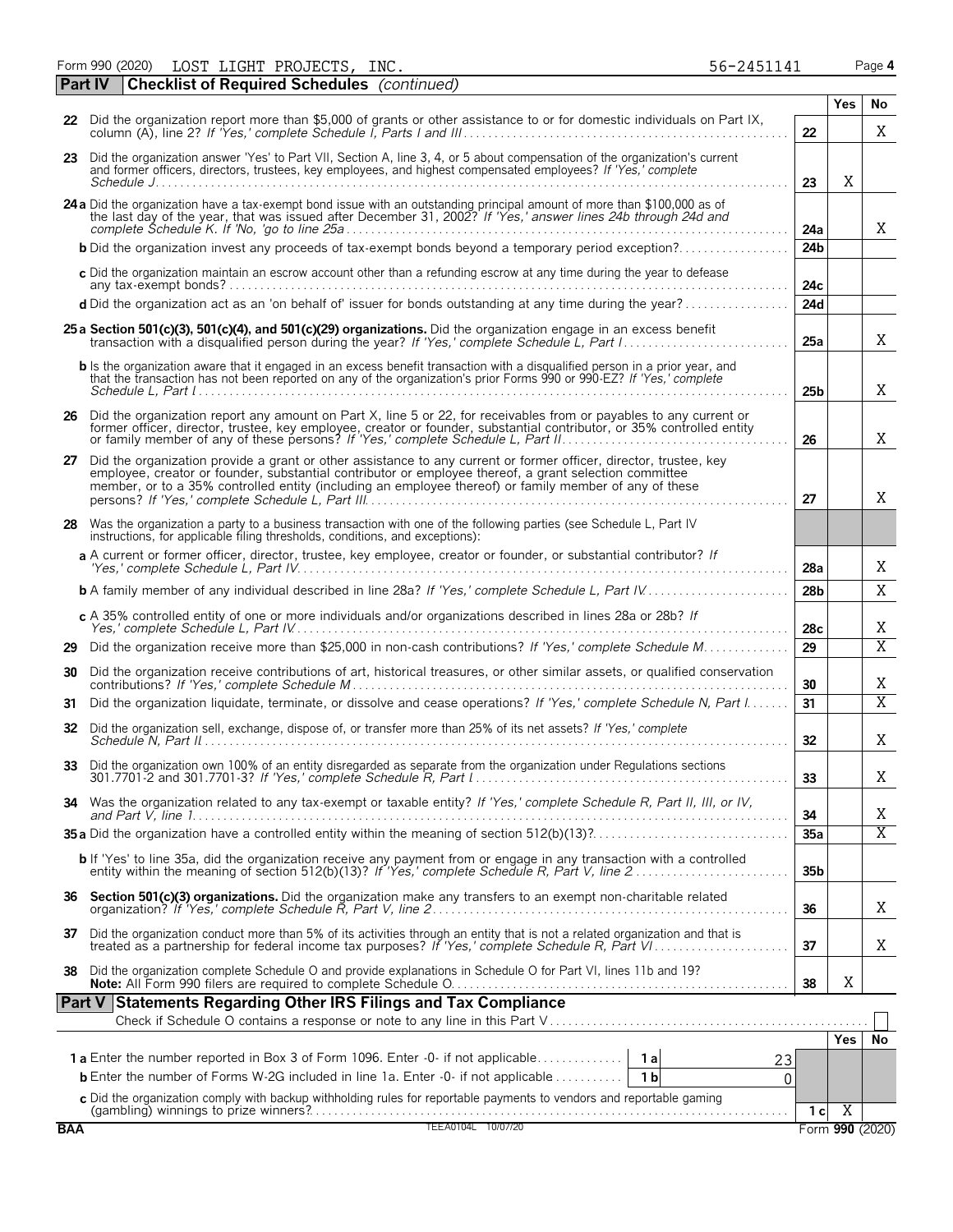Form 990 (2020) LOST LIGHT PROJECTS, INC. 56-2451141 Page 4

## Part IV Checklist of Required Schedules *(continued)*

| | | | Yes | No |
|---|---|---|---|---|
| 22 | Did the organization report more than $5,000 of grants or other assistance to or for domestic individuals on Part IX, column (A), line 2? *If 'Yes,' complete Schedule I, Parts I and III* | 22 | | X |
| 23 | Did the organization answer 'Yes' to Part VII, Section A, line 3, 4, or 5 about compensation of the organization's current and former officers, directors, trustees, key employees, and highest compensated employees? *If 'Yes,' complete Schedule J* | 23 | X | |
| 24a | Did the organization have a tax-exempt bond issue with an outstanding principal amount of more than $100,000 as of the last day of the year, that was issued after December 31, 2002? *If 'Yes,' answer lines 24b through 24d and complete Schedule K. If 'No,' go to line 25a* | 24a | | X |
| b | Did the organization invest any proceeds of tax-exempt bonds beyond a temporary period exception? | 24b | | |
| c | Did the organization maintain an escrow account other than a refunding escrow at any time during the year to defease any tax-exempt bonds? | 24c | | |
| d | Did the organization act as an 'on behalf of' issuer for bonds outstanding at any time during the year? | 24d | | |
| 25a | **Section 501(c)(3), 501(c)(4), and 501(c)(29) organizations.** Did the organization engage in an excess benefit transaction with a disqualified person during the year? *If 'Yes,' complete Schedule L, Part I* | 25a | | X |
| b | Is the organization aware that it engaged in an excess benefit transaction with a disqualified person in a prior year, and that the transaction has not been reported on any of the organization's prior Forms 990 or 990-EZ? *If 'Yes,' complete Schedule L, Part I* | 25b | | X |
| 26 | Did the organization report any amount on Part X, line 5 or 22, for receivables from or payables to any current or former officer, director, trustee, key employee, creator or founder, substantial contributor, or 35% controlled entity or family member of any of these persons? *If 'Yes,' complete Schedule L, Part II* | 26 | | X |
| 27 | Did the organization provide a grant or other assistance to any current or former officer, director, trustee, key employee, creator or founder, substantial contributor or employee thereof, a grant selection committee member, or to a 35% controlled entity (including an employee thereof) or family member of any of these persons? *If 'Yes,' complete Schedule L, Part III* | 27 | | X |
| 28 | Was the organization a party to a business transaction with one of the following parties (see Schedule L, Part IV instructions, for applicable filing thresholds, conditions, and exceptions): | | | |
| a | A current or former officer, director, trustee, key employee, creator or founder, or substantial contributor? *If 'Yes,' complete Schedule L, Part IV* | 28a | | X |
| b | A family member of any individual described in line 28a? *If 'Yes,' complete Schedule L, Part IV* | 28b | | X |
| c | A 35% controlled entity of one or more individuals and/or organizations described in lines 28a or 28b? *If Yes,' complete Schedule L, Part IV* | 28c | | X |
| 29 | Did the organization receive more than $25,000 in non-cash contributions? *If 'Yes,' complete Schedule M* | 29 | | X |
| 30 | Did the organization receive contributions of art, historical treasures, or other similar assets, or qualified conservation contributions? *If 'Yes,' complete Schedule M* | 30 | | X |
| 31 | Did the organization liquidate, terminate, or dissolve and cease operations? *If 'Yes,' complete Schedule N, Part I* | 31 | | X |
| 32 | Did the organization sell, exchange, dispose of, or transfer more than 25% of its net assets? *If 'Yes,' complete Schedule N, Part II* | 32 | | X |
| 33 | Did the organization own 100% of an entity disregarded as separate from the organization under Regulations sections 301.7701-2 and 301.7701-3? *If 'Yes,' complete Schedule R, Part I* | 33 | | X |
| 34 | Was the organization related to any tax-exempt or taxable entity? *If 'Yes,' complete Schedule R, Part II, III, or IV, and Part V, line 1* | 34 | | X |
| 35a | Did the organization have a controlled entity within the meaning of section 512(b)(13)? | 35a | | X |
| b | If 'Yes' to line 35a, did the organization receive any payment from or engage in any transaction with a controlled entity within the meaning of section 512(b)(13)? *If 'Yes,' complete Schedule R, Part V, line 2* | 35b | | |
| 36 | **Section 501(c)(3) organizations.** Did the organization make any transfers to an exempt non-charitable related organization? *If 'Yes,' complete Schedule R, Part V, line 2* | 36 | | X |
| 37 | Did the organization conduct more than 5% of its activities through an entity that is not a related organization and that is treated as a partnership for federal income tax purposes? *If 'Yes,' complete Schedule R, Part VI* | 37 | | X |
| 38 | Did the organization complete Schedule O and provide explanations in Schedule O for Part VI, lines 11b and 19? **Note:** All Form 990 filers are required to complete Schedule O. | 38 | X | |

## Part V Statements Regarding Other IRS Filings and Tax Compliance

Check if Schedule O contains a response or note to any line in this Part V ☐

| | | | | | Yes | No |
|---|---|---|---|---|---|---|
| 1a | Enter the number reported in Box 3 of Form 1096. Enter -0- if not applicable | 1a | 23 | | | |
| b | Enter the number of Forms W-2G included in line 1a. Enter -0- if not applicable | 1b | 0 | | | |
| c | Did the organization comply with backup withholding rules for reportable payments to vendors and reportable gaming (gambling) winnings to prize winners? | | | 1c | X | |

BAA TEEA0104L 10/07/20 Form **990** (2020)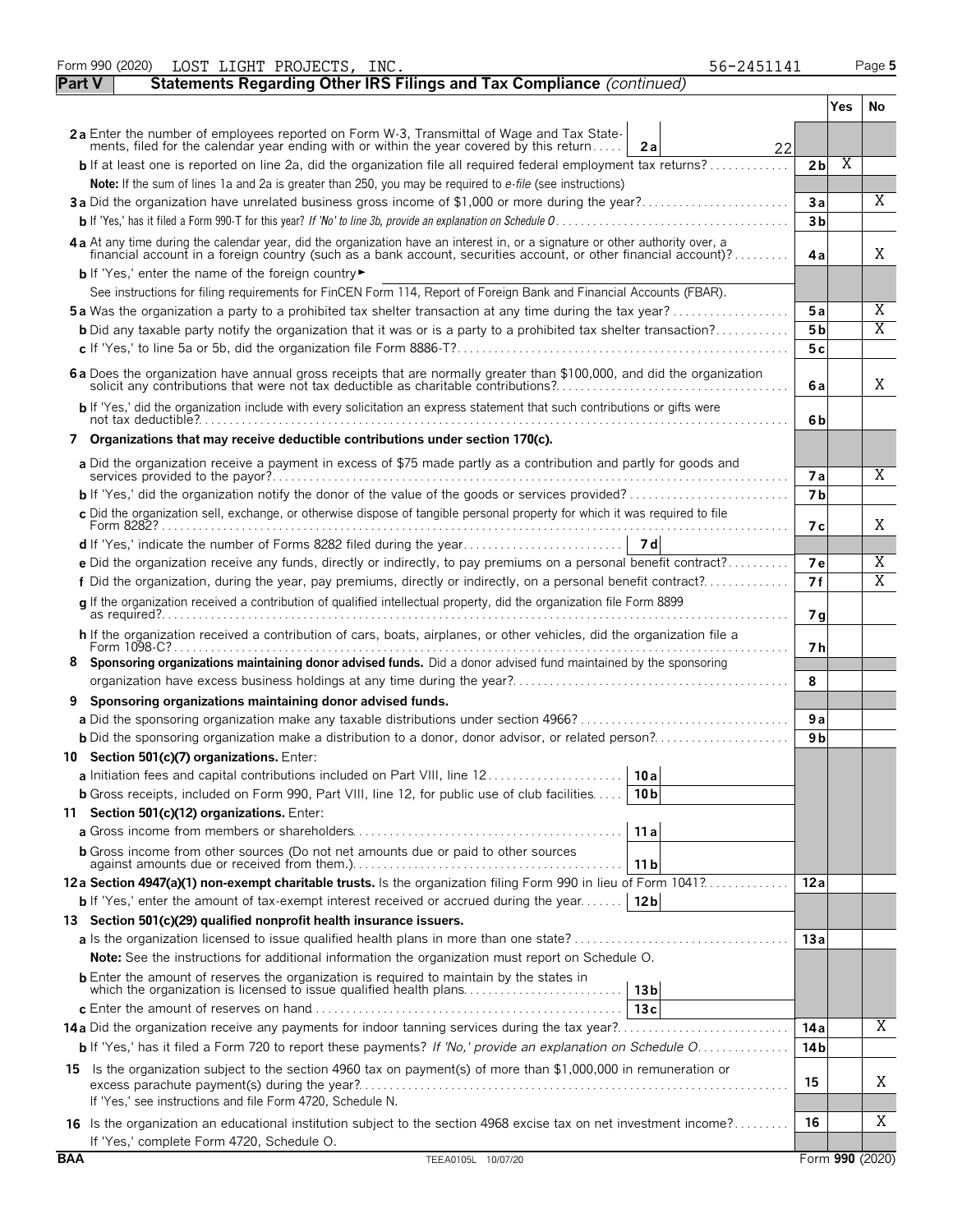Form 990 (2020) LOST LIGHT PROJECTS, INC. 56-2451141 Page 5

**Part V Statements Regarding Other IRS Filings and Tax Compliance** *(continued)*

| | | | Yes | No |
|---|---|---|---|---|
| **2a** Enter the number of employees reported on Form W-3, Transmittal of Wage and Tax Statements, filed for the calendar year ending with or within the year covered by this return | 2a 22 | | | |
| **b** If at least one is reported on line 2a, did the organization file all required federal employment tax returns? | | 2b | X | |
| **Note:** If the sum of lines 1a and 2a is greater than 250, you may be required to *e-file* (see instructions) | | | | |
| **3a** Did the organization have unrelated business gross income of $1,000 or more during the year? | | 3a | | X |
| **b** If 'Yes,' has it filed a Form 990-T for this year? *If 'No' to line 3b, provide an explanation on Schedule O* | | 3b | | |
| **4a** At any time during the calendar year, did the organization have an interest in, or a signature or other authority over, a financial account in a foreign country (such as a bank account, securities account, or other financial account)? | | 4a | | X |
| **b** If 'Yes,' enter the name of the foreign country ► | | | | |
| See instructions for filing requirements for FinCEN Form 114, Report of Foreign Bank and Financial Accounts (FBAR). | | | | |
| **5a** Was the organization a party to a prohibited tax shelter transaction at any time during the tax year? | | 5a | | X |
| **b** Did any taxable party notify the organization that it was or is a party to a prohibited tax shelter transaction? | | 5b | | X |
| **c** If 'Yes,' to line 5a or 5b, did the organization file Form 8886-T? | | 5c | | |
| **6a** Does the organization have annual gross receipts that are normally greater than $100,000, and did the organization solicit any contributions that were not tax deductible as charitable contributions? | | 6a | | X |
| **b** If 'Yes,' did the organization include with every solicitation an express statement that such contributions or gifts were not tax deductible? | | 6b | | |
| **7 Organizations that may receive deductible contributions under section 170(c).** | | | | |
| **a** Did the organization receive a payment in excess of $75 made partly as a contribution and partly for goods and services provided to the payor? | | 7a | | X |
| **b** If 'Yes,' did the organization notify the donor of the value of the goods or services provided? | | 7b | | |
| **c** Did the organization sell, exchange, or otherwise dispose of tangible personal property for which it was required to file Form 8282? | | 7c | | X |
| **d** If 'Yes,' indicate the number of Forms 8282 filed during the year | 7d | | | |
| **e** Did the organization receive any funds, directly or indirectly, to pay premiums on a personal benefit contract? | | 7e | | X |
| **f** Did the organization, during the year, pay premiums, directly or indirectly, on a personal benefit contract? | | 7f | | X |
| **g** If the organization received a contribution of qualified intellectual property, did the organization file Form 8899 as required? | | 7g | | |
| **h** If the organization received a contribution of cars, boats, airplanes, or other vehicles, did the organization file a Form 1098-C? | | 7h | | |
| **8 Sponsoring organizations maintaining donor advised funds.** Did a donor advised fund maintained by the sponsoring organization have excess business holdings at any time during the year? | | 8 | | |
| **9 Sponsoring organizations maintaining donor advised funds.** | | | | |
| **a** Did the sponsoring organization make any taxable distributions under section 4966? | | 9a | | |
| **b** Did the sponsoring organization make a distribution to a donor, donor advisor, or related person? | | 9b | | |
| **10 Section 501(c)(7) organizations.** Enter: | | | | |
| **a** Initiation fees and capital contributions included on Part VIII, line 12 | 10a | | | |
| **b** Gross receipts, included on Form 990, Part VIII, line 12, for public use of club facilities | 10b | | | |
| **11 Section 501(c)(12) organizations.** Enter: | | | | |
| **a** Gross income from members or shareholders | 11a | | | |
| **b** Gross income from other sources (Do not net amounts due or paid to other sources against amounts due or received from them.) | 11b | | | |
| **12a Section 4947(a)(1) non-exempt charitable trusts.** Is the organization filing Form 990 in lieu of Form 1041? | | 12a | | |
| **b** If 'Yes,' enter the amount of tax-exempt interest received or accrued during the year | 12b | | | |
| **13 Section 501(c)(29) qualified nonprofit health insurance issuers.** | | | | |
| **a** Is the organization licensed to issue qualified health plans in more than one state? | | 13a | | |
| **Note:** See the instructions for additional information the organization must report on Schedule O. | | | | |
| **b** Enter the amount of reserves the organization is required to maintain by the states in which the organization is licensed to issue qualified health plans | 13b | | | |
| **c** Enter the amount of reserves on hand | 13c | | | |
| **14a** Did the organization receive any payments for indoor tanning services during the tax year? | | 14a | | X |
| **b** If 'Yes,' has it filed a Form 720 to report these payments? *If 'No,' provide an explanation on Schedule O* | | 14b | | |
| **15** Is the organization subject to the section 4960 tax on payment(s) of more than $1,000,000 in remuneration or excess parachute payment(s) during the year? If 'Yes,' see instructions and file Form 4720, Schedule N. | | 15 | | X |
| **16** Is the organization an educational institution subject to the section 4968 excise tax on net investment income? If 'Yes,' complete Form 4720, Schedule O. | | 16 | | X |

BAA TEEA0105L 10/07/20 Form **990** (2020)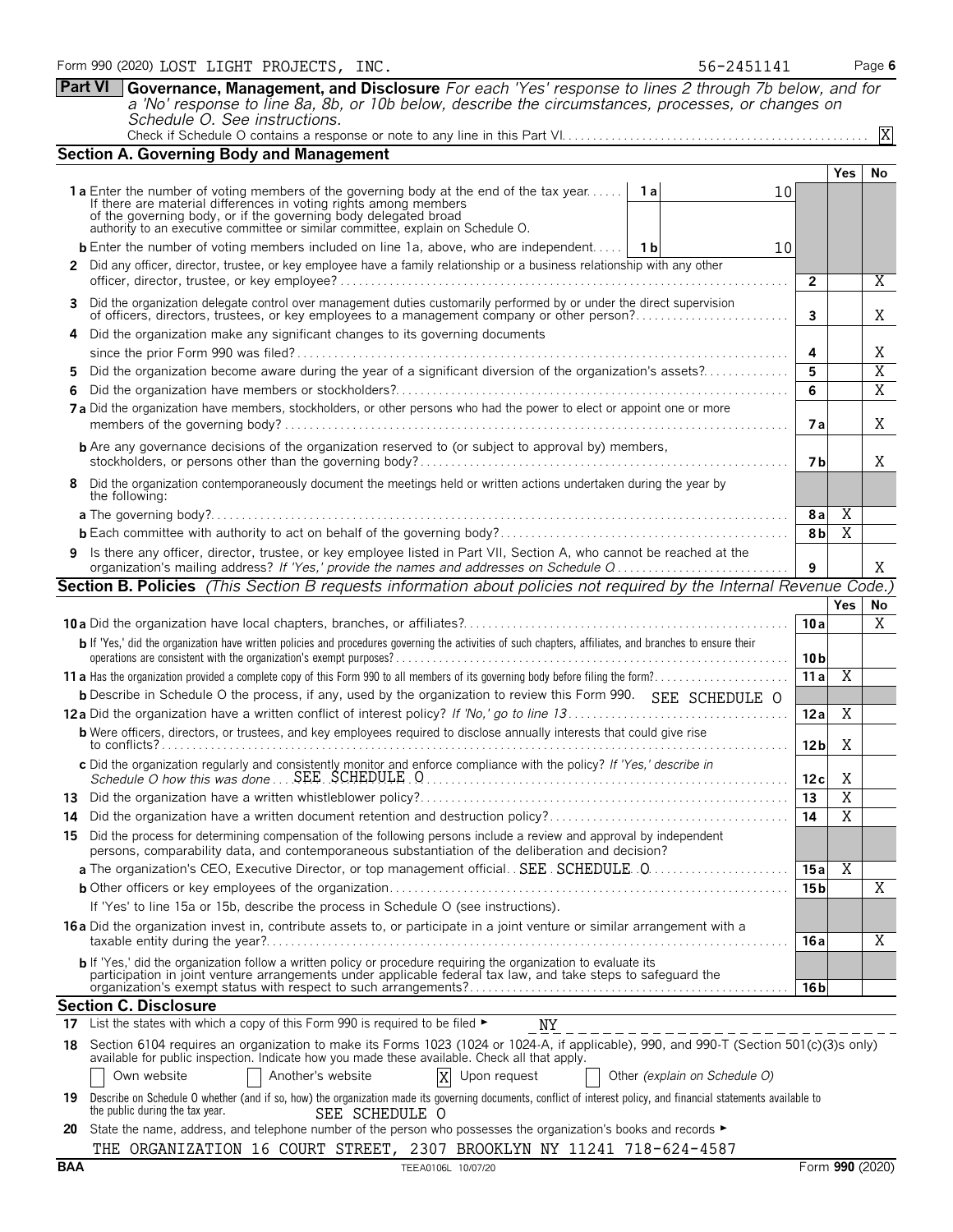Form 990 (2020) LOST LIGHT PROJECTS, INC. 56-2451141

## Part VI Governance, Management, and Disclosure

*For each 'Yes' response to lines 2 through 7b below, and for a 'No' response to line 8a, 8b, or 10b below, describe the circumstances, processes, or changes on Schedule O. See instructions.*

Check if Schedule O contains a response or note to any line in this Part VI . . . . . [X]

### Section A. Governing Body and Management

| | | | Yes | No |
|---|---|---|---|---|
| **1a** Enter the number of voting members of the governing body at the end of the tax year. If there are material differences in voting rights among members of the governing body, or if the governing body delegated broad authority to an executive committee or similar committee, explain on Schedule O. | 1a: 10 | | | |
| **b** Enter the number of voting members included on line 1a, above, who are independent | 1b: 10 | | | |
| **2** Did any officer, director, trustee, or key employee have a family relationship or a business relationship with any other officer, director, trustee, or key employee? | | 2 | | X |
| **3** Did the organization delegate control over management duties customarily performed by or under the direct supervision of officers, directors, trustees, or key employees to a management company or other person? | | 3 | | X |
| **4** Did the organization make any significant changes to its governing documents since the prior Form 990 was filed? | | 4 | | X |
| **5** Did the organization become aware during the year of a significant diversion of the organization's assets? | | 5 | | X |
| **6** Did the organization have members or stockholders? | | 6 | | X |
| **7a** Did the organization have members, stockholders, or other persons who had the power to elect or appoint one or more members of the governing body? | | 7a | | X |
| **b** Are any governance decisions of the organization reserved to (or subject to approval by) members, stockholders, or persons other than the governing body? | | 7b | | X |
| **8** Did the organization contemporaneously document the meetings held or written actions undertaken during the year by the following: | | | | |
| **a** The governing body? | | 8a | X | |
| **b** Each committee with authority to act on behalf of the governing body? | | 8b | X | |
| **9** Is there any officer, director, trustee, or key employee listed in Part VII, Section A, who cannot be reached at the organization's mailing address? *If 'Yes,' provide the names and addresses on Schedule O* | | 9 | | X |

### Section B. Policies *(This Section B requests information about policies not required by the Internal Revenue Code.)*

| | | Yes | No |
|---|---|---|---|
| **10a** Did the organization have local chapters, branches, or affiliates? | 10a | | X |
| **b** If 'Yes,' did the organization have written policies and procedures governing the activities of such chapters, affiliates, and branches to ensure their operations are consistent with the organization's exempt purposes? | 10b | | |
| **11a** Has the organization provided a complete copy of this Form 990 to all members of its governing body before filing the form? | 11a | X | |
| **b** Describe in Schedule O the process, if any, used by the organization to review this Form 990. SEE SCHEDULE O | | | |
| **12a** Did the organization have a written conflict of interest policy? *If 'No,' go to line 13* | 12a | X | |
| **b** Were officers, directors, or trustees, and key employees required to disclose annually interests that could give rise to conflicts? | 12b | X | |
| **c** Did the organization regularly and consistently monitor and enforce compliance with the policy? *If 'Yes,' describe in Schedule O how this was done* SEE SCHEDULE O | 12c | X | |
| **13** Did the organization have a written whistleblower policy? | 13 | X | |
| **14** Did the organization have a written document retention and destruction policy? | 14 | X | |
| **15** Did the process for determining compensation of the following persons include a review and approval by independent persons, comparability data, and contemporaneous substantiation of the deliberation and decision? | | | |
| **a** The organization's CEO, Executive Director, or top management official SEE SCHEDULE O | 15a | X | |
| **b** Other officers or key employees of the organization | 15b | | X |
| If 'Yes' to line 15a or 15b, describe the process in Schedule O (see instructions). | | | |
| **16a** Did the organization invest in, contribute assets to, or participate in a joint venture or similar arrangement with a taxable entity during the year? | 16a | | X |
| **b** If 'Yes,' did the organization follow a written policy or procedure requiring the organization to evaluate its participation in joint venture arrangements under applicable federal tax law, and take steps to safeguard the organization's exempt status with respect to such arrangements? | 16b | | |

### Section C. Disclosure

**17** List the states with which a copy of this Form 990 is required to be filed ► NY

**18** Section 6104 requires an organization to make its Forms 1023 (1024 or 1024-A, if applicable), 990, and 990-T (Section 501(c)(3)s only) available for public inspection. Indicate how you made these available. Check all that apply.

[ ] Own website [ ] Another's website [X] Upon request [ ] Other *(explain on Schedule O)*

**19** Describe on Schedule O whether (and if so, how) the organization made its governing documents, conflict of interest policy, and financial statements available to the public during the tax year. SEE SCHEDULE O

**20** State the name, address, and telephone number of the person who possesses the organization's books and records ►

THE ORGANIZATION 16 COURT STREET, 2307 BROOKLYN NY 11241 718-624-4587

BAA TEEA0106L 10/07/20 Form **990** (2020)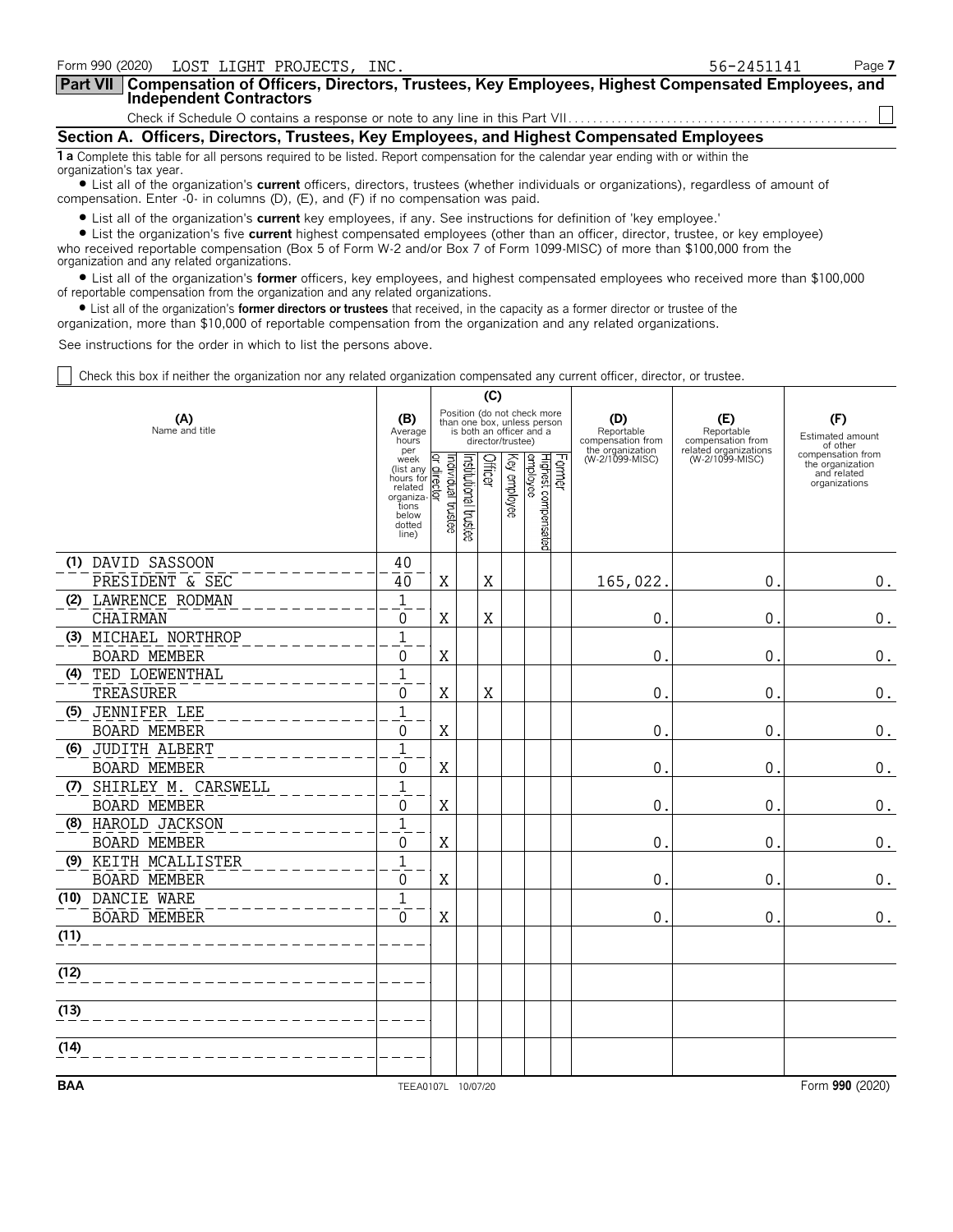Form 990 (2020) LOST LIGHT PROJECTS, INC. 56-2451141

**Part VII** **Compensation of Officers, Directors, Trustees, Key Employees, Highest Compensated Employees, and Independent Contractors**

Check if Schedule O contains a response or note to any line in this Part VII ☐

## Section A. Officers, Directors, Trustees, Key Employees, and Highest Compensated Employees

**1 a** Complete this table for all persons required to be listed. Report compensation for the calendar year ending with or within the organization's tax year.

• List all of the organization's **current** officers, directors, trustees (whether individuals or organizations), regardless of amount of compensation. Enter -0- in columns (D), (E), and (F) if no compensation was paid.

• List all of the organization's **current** key employees, if any. See instructions for definition of 'key employee.'

• List the organization's five **current** highest compensated employees (other than an officer, director, trustee, or key employee) who received reportable compensation (Box 5 of Form W-2 and/or Box 7 of Form 1099-MISC) of more than $100,000 from the organization and any related organizations.

• List all of the organization's **former** officers, key employees, and highest compensated employees who received more than $100,000 of reportable compensation from the organization and any related organizations.

• List all of the organization's **former directors or trustees** that received, in the capacity as a former director or trustee of the organization, more than $10,000 of reportable compensation from the organization and any related organizations.

See instructions for the order in which to list the persons above.

☐ Check this box if neither the organization nor any related organization compensated any current officer, director, or trustee.

| (A) Name and title | (B) Average hours per week (list any hours for related organizations below dotted line) | (C) Individual trustee or director | Institutional trustee | Officer | Key employee | Highest compensated employee | Former | (D) Reportable compensation from the organization (W-2/1099-MISC) | (E) Reportable compensation from related organizations (W-2/1099-MISC) | (F) Estimated amount of other compensation from the organization and related organizations |
|---|---|---|---|---|---|---|---|---|---|---|
| (1) DAVID SASSOON<br>PRESIDENT & SEC | 40<br>40 | X | | X | | | | 165,022. | 0. | 0. |
| (2) LAWRENCE RODMAN<br>CHAIRMAN | 1<br>0 | X | | X | | | | 0. | 0. | 0. |
| (3) MICHAEL NORTHROP<br>BOARD MEMBER | 1<br>0 | X | | | | | | 0. | 0. | 0. |
| (4) TED LOEWENTHAL<br>TREASURER | 1<br>0 | X | | X | | | | 0. | 0. | 0. |
| (5) JENNIFER LEE<br>BOARD MEMBER | 1<br>0 | X | | | | | | 0. | 0. | 0. |
| (6) JUDITH ALBERT<br>BOARD MEMBER | 1<br>0 | X | | | | | | 0. | 0. | 0. |
| (7) SHIRLEY M. CARSWELL<br>BOARD MEMBER | 1<br>0 | X | | | | | | 0. | 0. | 0. |
| (8) HAROLD JACKSON<br>BOARD MEMBER | 1<br>0 | X | | | | | | 0. | 0. | 0. |
| (9) KEITH MCALLISTER<br>BOARD MEMBER | 1<br>0 | X | | | | | | 0. | 0. | 0. |
| (10) DANCIE WARE<br>BOARD MEMBER | 1<br>0 | X | | | | | | 0. | 0. | 0. |
| (11) | | | | | | | | | | |
| (12) | | | | | | | | | | |
| (13) | | | | | | | | | | |
| (14) | | | | | | | | | | |

BAA TEEA0107L 10/07/20 Form **990** (2020)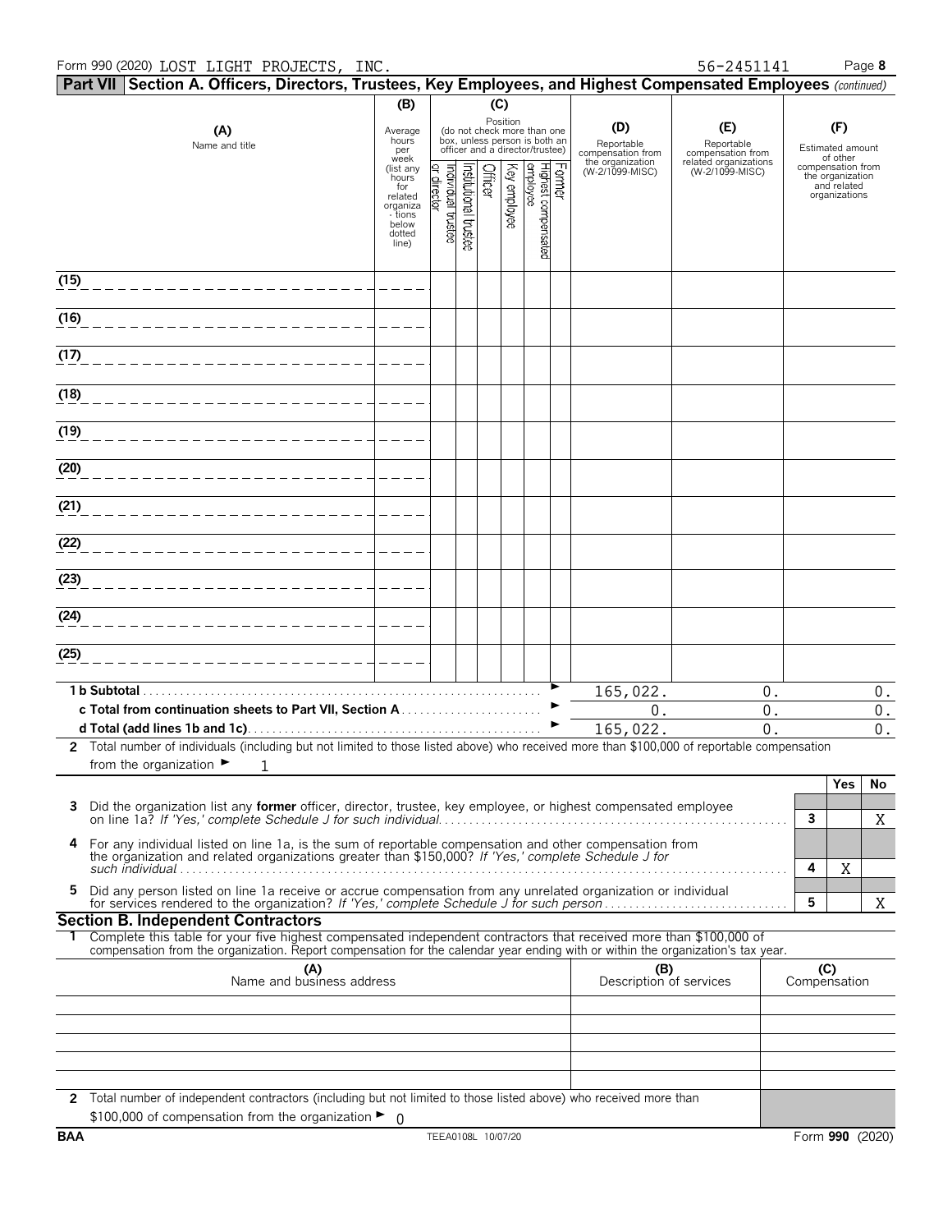Form 990 (2020) LOST LIGHT PROJECTS, INC. 56-2451141

## Part VII Section A. Officers, Directors, Trustees, Key Employees, and Highest Compensated Employees *(continued)*

| (A) Name and title | (B) Average hours per week (list any hours for related organizations below dotted line) | (C) Position (do not check more than one box, unless person is both an officer and a director/trustee): Individual trustee or director | Institutional trustee | Officer | Key employee | Highest compensated employee | Former | (D) Reportable compensation from the organization (W-2/1099-MISC) | (E) Reportable compensation from related organizations (W-2/1099-MISC) | (F) Estimated amount of other compensation from the organization and related organizations |
|---|---|---|---|---|---|---|---|---|---|---|
| (15) | | | | | | | | | | |
| (16) | | | | | | | | | | |
| (17) | | | | | | | | | | |
| (18) | | | | | | | | | | |
| (19) | | | | | | | | | | |
| (20) | | | | | | | | | | |
| (21) | | | | | | | | | | |
| (22) | | | | | | | | | | |
| (23) | | | | | | | | | | |
| (24) | | | | | | | | | | |
| (25) | | | | | | | | | | |
| **1 b Subtotal** | | | | | | | | 165,022. | 0. | 0. |
| **c Total from continuation sheets to Part VII, Section A** | | | | | | | | 0. | 0. | 0. |
| **d Total (add lines 1b and 1c)** | | | | | | | | 165,022. | 0. | 0. |

**2** Total number of individuals (including but not limited to those listed above) who received more than $100,000 of reportable compensation from the organization ► 1

| | | | Yes | No |
|---|---|---|---|---|
| **3** | Did the organization list any **former** officer, director, trustee, key employee, or highest compensated employee on line 1a? *If 'Yes,' complete Schedule J for such individual* | 3 | | X |
| **4** | For any individual listed on line 1a, is the sum of reportable compensation and other compensation from the organization and related organizations greater than $150,000? *If 'Yes,' complete Schedule J for such individual* | 4 | X | |
| **5** | Did any person listed on line 1a receive or accrue compensation from any unrelated organization or individual for services rendered to the organization? *If 'Yes,' complete Schedule J for such person* | 5 | | X |

## Section B. Independent Contractors

**1** Complete this table for your five highest compensated independent contractors that received more than $100,000 of compensation from the organization. Report compensation for the calendar year ending with or within the organization's tax year.

| (A) Name and business address | (B) Description of services | (C) Compensation |
|---|---|---|
| | | |
| | | |
| | | |
| | | |
| | | |

**2** Total number of independent contractors (including but not limited to those listed above) who received more than $100,000 of compensation from the organization ► 0

BAA TEEA0108L 10/07/20 Form **990** (2020)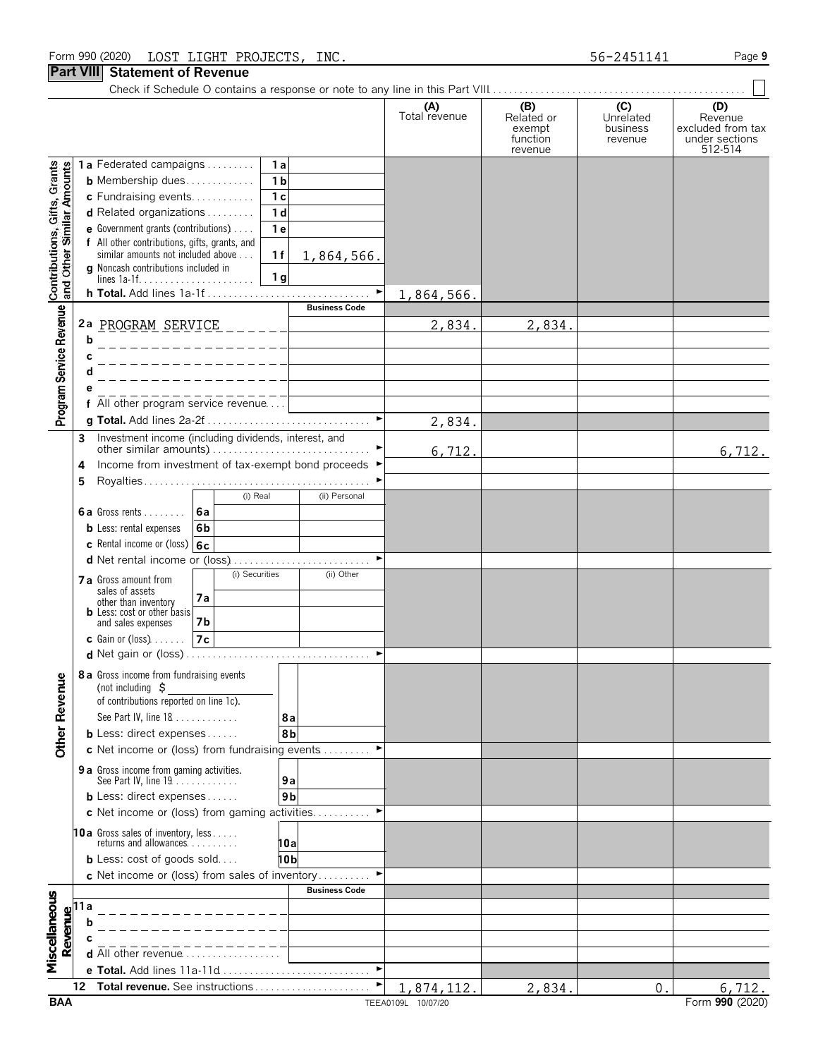Form 990 (2020) LOST LIGHT PROJECTS, INC. 56-2451141

## Part VIII Statement of Revenue

Check if Schedule O contains a response or note to any line in this Part VIII . . . . . ☐

| | | | | (A) Total revenue | (B) Related or exempt function revenue | (C) Unrelated business revenue | (D) Revenue excluded from tax under sections 512-514 |
|---|---|---|---|---|---|---|---|
| Contributions, Gifts, Grants and Other Similar Amounts | 1a Federated campaigns | 1a | | | | | |
| | b Membership dues | 1b | | | | | |
| | c Fundraising events | 1c | | | | | |
| | d Related organizations | 1d | | | | | |
| | e Government grants (contributions) | 1e | | | | | |
| | f All other contributions, gifts, grants, and similar amounts not included above | 1f | 1,864,566. | | | | |
| | g Noncash contributions included in lines 1a-1f | 1g | | | | | |
| | h Total. Add lines 1a-1f | | | 1,864,566. | | | |
| Program Service Revenue | | | Business Code | | | | |
| | 2a PROGRAM SERVICE | | | 2,834. | 2,834. | | |
| | b | | | | | | |
| | c | | | | | | |
| | d | | | | | | |
| | e | | | | | | |
| | f All other program service revenue | | | | | | |
| | g Total. Add lines 2a-2f | | | 2,834. | | | |
| | 3 Investment income (including dividends, interest, and other similar amounts) | | | 6,712. | | | 6,712. |
| | 4 Income from investment of tax-exempt bond proceeds | | | | | | |
| | 5 Royalties | | | | | | |
| | | | (i) Real / (ii) Personal | | | | |
| | 6a Gross rents | 6a | | | | | |
| | b Less: rental expenses | 6b | | | | | |
| | c Rental income or (loss) | 6c | | | | | |
| | d Net rental income or (loss) | | | | | | |
| | | | (i) Securities / (ii) Other | | | | |
| | 7a Gross amount from sales of assets other than inventory | 7a | | | | | |
| | b Less: cost or other basis and sales expenses | 7b | | | | | |
| | c Gain or (loss) | 7c | | | | | |
| | d Net gain or (loss) | | | | | | |
| Other Revenue | 8a Gross income from fundraising events (not including $ of contributions reported on line 1c). See Part IV, line 18 | 8a | | | | | |
| | b Less: direct expenses | 8b | | | | | |
| | c Net income or (loss) from fundraising events | | | | | | |
| | 9a Gross income from gaming activities. See Part IV, line 19 | 9a | | | | | |
| | b Less: direct expenses | 9b | | | | | |
| | c Net income or (loss) from gaming activities | | | | | | |
| | 10a Gross sales of inventory, less returns and allowances | 10a | | | | | |
| | b Less: cost of goods sold | 10b | | | | | |
| | c Net income or (loss) from sales of inventory | | | | | | |
| Miscellaneous Revenue | | | Business Code | | | | |
| | 11a | | | | | | |
| | b | | | | | | |
| | c | | | | | | |
| | d All other revenue | | | | | | |
| | e Total. Add lines 11a-11d | | | | | | |
| | 12 Total revenue. See instructions | | | 1,874,112. | 2,834. | 0. | 6,712. |

BAA TEEA0109L 10/07/20 Form 990 (2020)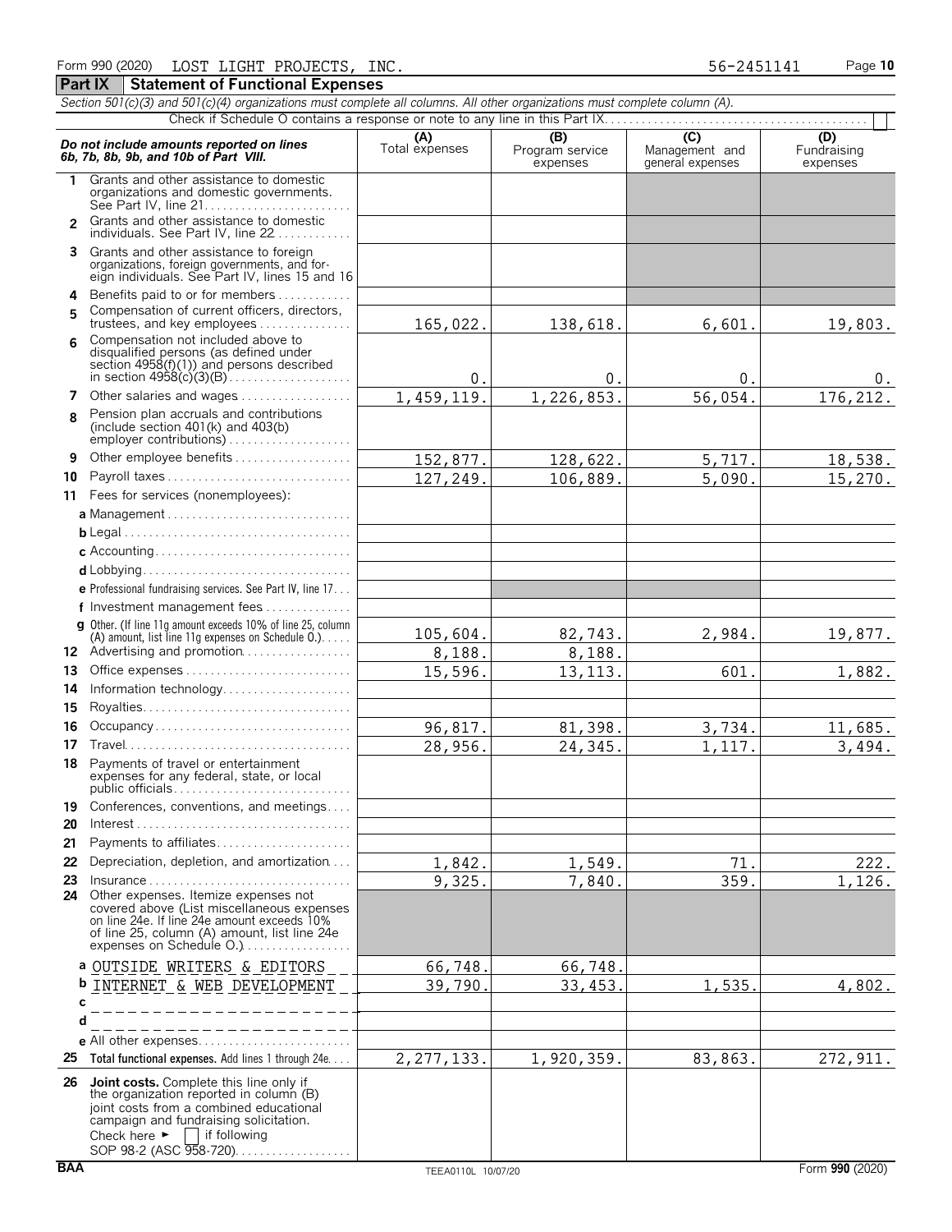Form 990 (2020) LOST LIGHT PROJECTS, INC. 56-2451141

## Part IX Statement of Functional Expenses

*Section 501(c)(3) and 501(c)(4) organizations must complete all columns. All other organizations must complete column (A).*

Check if Schedule O contains a response or note to any line in this Part IX . . . ☐

| | *Do not include amounts reported on lines 6b, 7b, 8b, 9b, and 10b of Part VIII.* | (A) Total expenses | (B) Program service expenses | (C) Management and general expenses | (D) Fundraising expenses |
|---|---|---|---|---|---|
| 1 | Grants and other assistance to domestic organizations and domestic governments. See Part IV, line 21 | | | | |
| 2 | Grants and other assistance to domestic individuals. See Part IV, line 22 | | | | |
| 3 | Grants and other assistance to foreign organizations, foreign governments, and foreign individuals. See Part IV, lines 15 and 16 | | | | |
| 4 | Benefits paid to or for members | | | | |
| 5 | Compensation of current officers, directors, trustees, and key employees | 165,022. | 138,618. | 6,601. | 19,803. |
| 6 | Compensation not included above to disqualified persons (as defined under section 4958(f)(1)) and persons described in section 4958(c)(3)(B) | 0. | 0. | 0. | 0. |
| 7 | Other salaries and wages | 1,459,119. | 1,226,853. | 56,054. | 176,212. |
| 8 | Pension plan accruals and contributions (include section 401(k) and 403(b) employer contributions) | | | | |
| 9 | Other employee benefits | 152,877. | 128,622. | 5,717. | 18,538. |
| 10 | Payroll taxes | 127,249. | 106,889. | 5,090. | 15,270. |
| 11 | Fees for services (nonemployees): | | | | |
| | a Management | | | | |
| | b Legal | | | | |
| | c Accounting | | | | |
| | d Lobbying | | | | |
| | e Professional fundraising services. See Part IV, line 17 | | | | |
| | f Investment management fees | | | | |
| | g Other. (If line 11g amount exceeds 10% of line 25, column (A) amount, list line 11g expenses on Schedule O.) | 105,604. | 82,743. | 2,984. | 19,877. |
| 12 | Advertising and promotion | 8,188. | 8,188. | | |
| 13 | Office expenses | 15,596. | 13,113. | 601. | 1,882. |
| 14 | Information technology | | | | |
| 15 | Royalties | | | | |
| 16 | Occupancy | 96,817. | 81,398. | 3,734. | 11,685. |
| 17 | Travel | 28,956. | 24,345. | 1,117. | 3,494. |
| 18 | Payments of travel or entertainment expenses for any federal, state, or local public officials | | | | |
| 19 | Conferences, conventions, and meetings | | | | |
| 20 | Interest | | | | |
| 21 | Payments to affiliates | | | | |
| 22 | Depreciation, depletion, and amortization | 1,842. | 1,549. | 71. | 222. |
| 23 | Insurance | 9,325. | 7,840. | 359. | 1,126. |
| 24 | Other expenses. Itemize expenses not covered above (List miscellaneous expenses on line 24e. If line 24e amount exceeds 10% of line 25, column (A) amount, list line 24e expenses on Schedule O.) | | | | |
| | a OUTSIDE WRITERS & EDITORS | 66,748. | 66,748. | | |
| | b INTERNET & WEB DEVELOPMENT | 39,790. | 33,453. | 1,535. | 4,802. |
| | c | | | | |
| | d | | | | |
| | e All other expenses | | | | |
| 25 | **Total functional expenses.** Add lines 1 through 24e | 2,277,133. | 1,920,359. | 83,863. | 272,911. |
| 26 | **Joint costs.** Complete this line only if the organization reported in column (B) joint costs from a combined educational campaign and fundraising solicitation. Check here ► ☐ if following SOP 98-2 (ASC 958-720) | | | | |

BAA TEEA0110L 10/07/20 Form **990** (2020)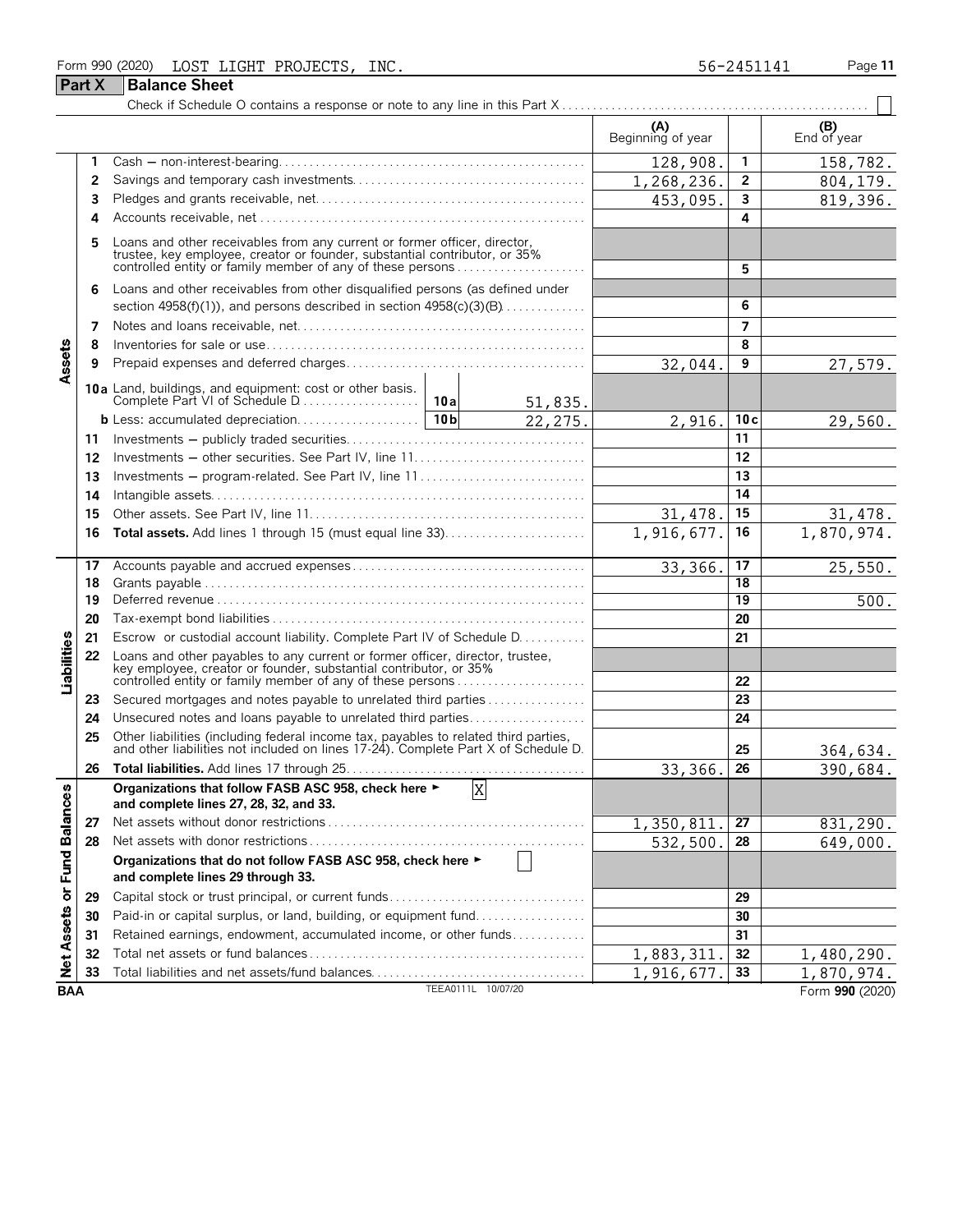Form 990 (2020) LOST LIGHT PROJECTS, INC. 56-2451141

## Part X Balance Sheet

Check if Schedule O contains a response or note to any line in this Part X . . . . . . ☐

| | | | (A) Beginning of year | | (B) End of year |
|---|---|---|---|---|---|
| **Assets** | 1 | Cash — non-interest-bearing | 128,908. | 1 | 158,782. |
| | 2 | Savings and temporary cash investments | 1,268,236. | 2 | 804,179. |
| | 3 | Pledges and grants receivable, net | 453,095. | 3 | 819,396. |
| | 4 | Accounts receivable, net | | 4 | |
| | 5 | Loans and other receivables from any current or former officer, director, trustee, key employee, creator or founder, substantial contributor, or 35% controlled entity or family member of any of these persons | | 5 | |
| | 6 | Loans and other receivables from other disqualified persons (as defined under section 4958(f)(1)), and persons described in section 4958(c)(3)(B) | | 6 | |
| | 7 | Notes and loans receivable, net | | 7 | |
| | 8 | Inventories for sale or use | | 8 | |
| | 9 | Prepaid expenses and deferred charges | 32,044. | 9 | 27,579. |
| | 10a | Land, buildings, and equipment: cost or other basis. Complete Part VI of Schedule D . . . 10a 51,835. | | | |
| | b | Less: accumulated depreciation . . . 10b 22,275. | 2,916. | 10c | 29,560. |
| | 11 | Investments — publicly traded securities | | 11 | |
| | 12 | Investments — other securities. See Part IV, line 11 | | 12 | |
| | 13 | Investments — program-related. See Part IV, line 11 | | 13 | |
| | 14 | Intangible assets | | 14 | |
| | 15 | Other assets. See Part IV, line 11 | 31,478. | 15 | 31,478. |
| | 16 | **Total assets.** Add lines 1 through 15 (must equal line 33) | 1,916,677. | 16 | 1,870,974. |
| **Liabilities** | 17 | Accounts payable and accrued expenses | 33,366. | 17 | 25,550. |
| | 18 | Grants payable | | 18 | |
| | 19 | Deferred revenue | | 19 | 500. |
| | 20 | Tax-exempt bond liabilities | | 20 | |
| | 21 | Escrow or custodial account liability. Complete Part IV of Schedule D | | 21 | |
| | 22 | Loans and other payables to any current or former officer, director, trustee, key employee, creator or founder, substantial contributor, or 35% controlled entity or family member of any of these persons | | 22 | |
| | 23 | Secured mortgages and notes payable to unrelated third parties | | 23 | |
| | 24 | Unsecured notes and loans payable to unrelated third parties | | 24 | |
| | 25 | Other liabilities (including federal income tax, payables to related third parties, and other liabilities not included on lines 17-24). Complete Part X of Schedule D | | 25 | 364,634. |
| | 26 | **Total liabilities.** Add lines 17 through 25 | 33,366. | 26 | 390,684. |
| **Net Assets or Fund Balances** | | **Organizations that follow FASB ASC 958, check here ► ☒ and complete lines 27, 28, 32, and 33.** | | | |
| | 27 | Net assets without donor restrictions | 1,350,811. | 27 | 831,290. |
| | 28 | Net assets with donor restrictions | 532,500. | 28 | 649,000. |
| | | **Organizations that do not follow FASB ASC 958, check here ► ☐ and complete lines 29 through 33.** | | | |
| | 29 | Capital stock or trust principal, or current funds | | 29 | |
| | 30 | Paid-in or capital surplus, or land, building, or equipment fund | | 30 | |
| | 31 | Retained earnings, endowment, accumulated income, or other funds | | 31 | |
| | 32 | Total net assets or fund balances | 1,883,311. | 32 | 1,480,290. |
| | 33 | Total liabilities and net assets/fund balances | 1,916,677. | 33 | 1,870,974. |

BAA TEEA0111L 10/07/20 Form **990** (2020)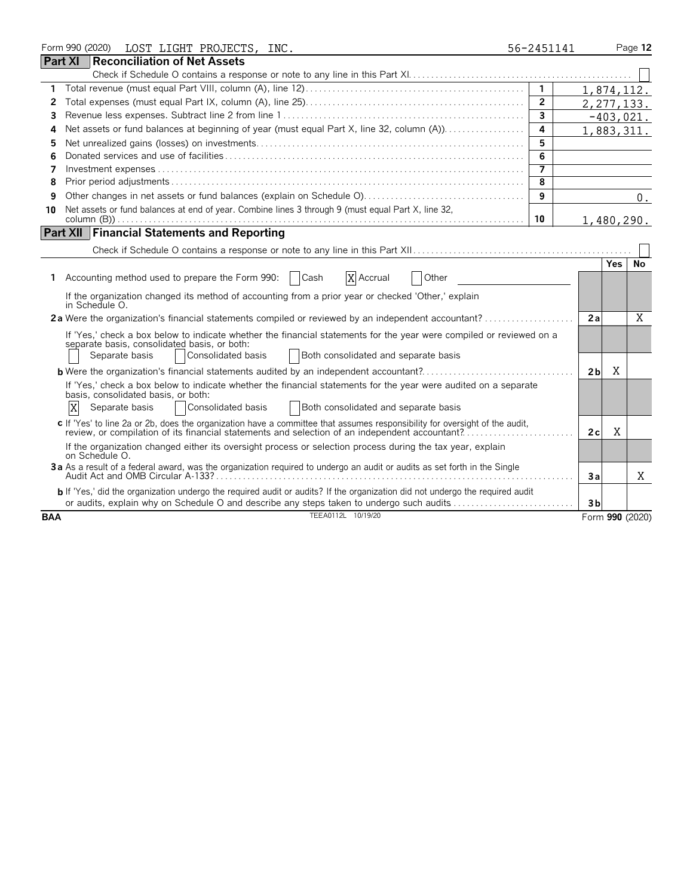Form 990 (2020) LOST LIGHT PROJECTS, INC. 56-2451141

## Part XI Reconciliation of Net Assets

Check if Schedule O contains a response or note to any line in this Part XI. ☐

| | | | |
|---|---|---|---|
| 1 | Total revenue (must equal Part VIII, column (A), line 12) | 1 | 1,874,112. |
| 2 | Total expenses (must equal Part IX, column (A), line 25) | 2 | 2,277,133. |
| 3 | Revenue less expenses. Subtract line 2 from line 1 | 3 | -403,021. |
| 4 | Net assets or fund balances at beginning of year (must equal Part X, line 32, column (A)) | 4 | 1,883,311. |
| 5 | Net unrealized gains (losses) on investments | 5 | |
| 6 | Donated services and use of facilities | 6 | |
| 7 | Investment expenses | 7 | |
| 8 | Prior period adjustments | 8 | |
| 9 | Other changes in net assets or fund balances (explain on Schedule O) | 9 | 0. |
| 10 | Net assets or fund balances at end of year. Combine lines 3 through 9 (must equal Part X, line 32, column (B)) | 10 | 1,480,290. |

## Part XII Financial Statements and Reporting

Check if Schedule O contains a response or note to any line in this Part XII. ☐

| | | | Yes | No |
|---|---|---|---|---|
| 1 | Accounting method used to prepare the Form 990: ☐ Cash ☒ Accrual ☐ Other | | | |
| | If the organization changed its method of accounting from a prior year or checked 'Other,' explain in Schedule O. | | | |
| 2a | Were the organization's financial statements compiled or reviewed by an independent accountant? | 2a | | X |
| | If 'Yes,' check a box below to indicate whether the financial statements for the year were compiled or reviewed on a separate basis, consolidated basis, or both: ☐ Separate basis ☐ Consolidated basis ☐ Both consolidated and separate basis | | | |
| b | Were the organization's financial statements audited by an independent accountant? | 2b | X | |
| | If 'Yes,' check a box below to indicate whether the financial statements for the year were audited on a separate basis, consolidated basis, or both: ☒ Separate basis ☐ Consolidated basis ☐ Both consolidated and separate basis | | | |
| c | If 'Yes' to line 2a or 2b, does the organization have a committee that assumes responsibility for oversight of the audit, review, or compilation of its financial statements and selection of an independent accountant? | 2c | X | |
| | If the organization changed either its oversight process or selection process during the tax year, explain on Schedule O. | | | |
| 3a | As a result of a federal award, was the organization required to undergo an audit or audits as set forth in the Single Audit Act and OMB Circular A-133? | 3a | | X |
| b | If 'Yes,' did the organization undergo the required audit or audits? If the organization did not undergo the required audit or audits, explain why on Schedule O and describe any steps taken to undergo such audits | 3b | | |

BAA TEEA0112L 10/19/20 Form 990 (2020)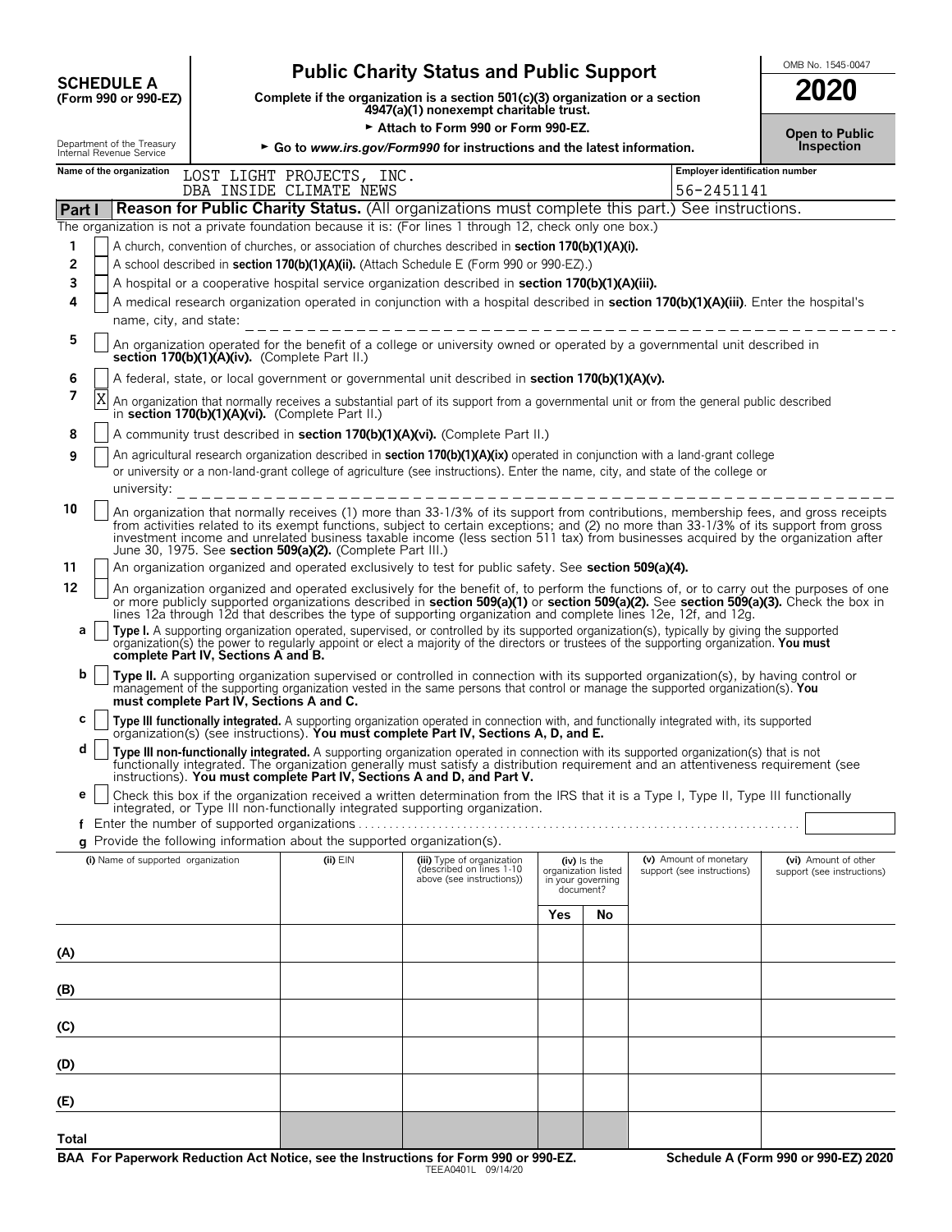**SCHEDULE A**
**(Form 990 or 990-EZ)**

Department of the Treasury
Internal Revenue Service

# Public Charity Status and Public Support

**Complete if the organization is a section 501(c)(3) organization or a section 4947(a)(1) nonexempt charitable trust.**

► Attach to Form 990 or Form 990-EZ.

► Go to *www.irs.gov/Form990* for instructions and the latest information.

OMB No. 1545-0047

**2020**

**Open to Public Inspection**

| Name of the organization | Employer identification number |
|---|---|
| LOST LIGHT PROJECTS, INC. DBA INSIDE CLIMATE NEWS | 56-2451141 |

## Part I Reason for Public Charity Status. (All organizations must complete this part.) See instructions.

The organization is not a private foundation because it is: (For lines 1 through 12, check only one box.)

1 [ ] A church, convention of churches, or association of churches described in **section 170(b)(1)(A)(i).**

2 [ ] A school described in **section 170(b)(1)(A)(ii).** (Attach Schedule E (Form 990 or 990-EZ).)

3 [ ] A hospital or a cooperative hospital service organization described in **section 170(b)(1)(A)(iii).**

4 [ ] A medical research organization operated in conjunction with a hospital described in **section 170(b)(1)(A)(iii)**. Enter the hospital's name, city, and state:

5 [ ] An organization operated for the benefit of a college or university owned or operated by a governmental unit described in **section 170(b)(1)(A)(iv).** (Complete Part II.)

6 [ ] A federal, state, or local government or governmental unit described in **section 170(b)(1)(A)(v).**

7 [X] An organization that normally receives a substantial part of its support from a governmental unit or from the general public described in **section 170(b)(1)(A)(vi).** (Complete Part II.)

8 [ ] A community trust described in **section 170(b)(1)(A)(vi).** (Complete Part II.)

9 [ ] An agricultural research organization described in **section 170(b)(1)(A)(ix)** operated in conjunction with a land-grant college or university or a non-land-grant college of agriculture (see instructions). Enter the name, city, and state of the college or university:

10 [ ] An organization that normally receives (1) more than 33-1/3% of its support from contributions, membership fees, and gross receipts from activities related to its exempt functions, subject to certain exceptions; and (2) no more than 33-1/3% of its support from gross investment income and unrelated business taxable income (less section 511 tax) from businesses acquired by the organization after June 30, 1975. See **section 509(a)(2).** (Complete Part III.)

11 [ ] An organization organized and operated exclusively to test for public safety. See **section 509(a)(4).**

12 [ ] An organization organized and operated exclusively for the benefit of, to perform the functions of, or to carry out the purposes of one or more publicly supported organizations described in **section 509(a)(1)** or **section 509(a)(2).** See **section 509(a)(3).** Check the box in lines 12a through 12d that describes the type of supporting organization and complete lines 12e, 12f, and 12g.

a [ ] **Type I.** A supporting organization operated, supervised, or controlled by its supported organization(s), typically by giving the supported organization(s) the power to regularly appoint or elect a majority of the directors or trustees of the supporting organization. **You must complete Part IV, Sections A and B.**

b [ ] **Type II.** A supporting organization supervised or controlled in connection with its supported organization(s), by having control or management of the supporting organization vested in the same persons that control or manage the supported organization(s). **You must complete Part IV, Sections A and C.**

c [ ] **Type III functionally integrated.** A supporting organization operated in connection with, and functionally integrated with, its supported organization(s) (see instructions). **You must complete Part IV, Sections A, D, and E.**

d [ ] **Type III non-functionally integrated.** A supporting organization operated in connection with its supported organization(s) that is not functionally integrated. The organization generally must satisfy a distribution requirement and an attentiveness requirement (see instructions). **You must complete Part IV, Sections A and D, and Part V.**

e [ ] Check this box if the organization received a written determination from the IRS that it is a Type I, Type II, Type III functionally integrated, or Type III non-functionally integrated supporting organization.

f Enter the number of supported organizations

g Provide the following information about the supported organization(s).

| (i) Name of supported organization | (ii) EIN | (iii) Type of organization (described on lines 1-10 above (see instructions)) | (iv) Is the organization listed in your governing document? Yes | No | (v) Amount of monetary support (see instructions) | (vi) Amount of other support (see instructions) |
|---|---|---|---|---|---|---|
| (A) | | | | | | |
| (B) | | | | | | |
| (C) | | | | | | |
| (D) | | | | | | |
| (E) | | | | | | |
| Total | | | | | | |

**BAA For Paperwork Reduction Act Notice, see the Instructions for Form 990 or 990-EZ.** TEEA0401L 09/14/20 **Schedule A (Form 990 or 990-EZ) 2020**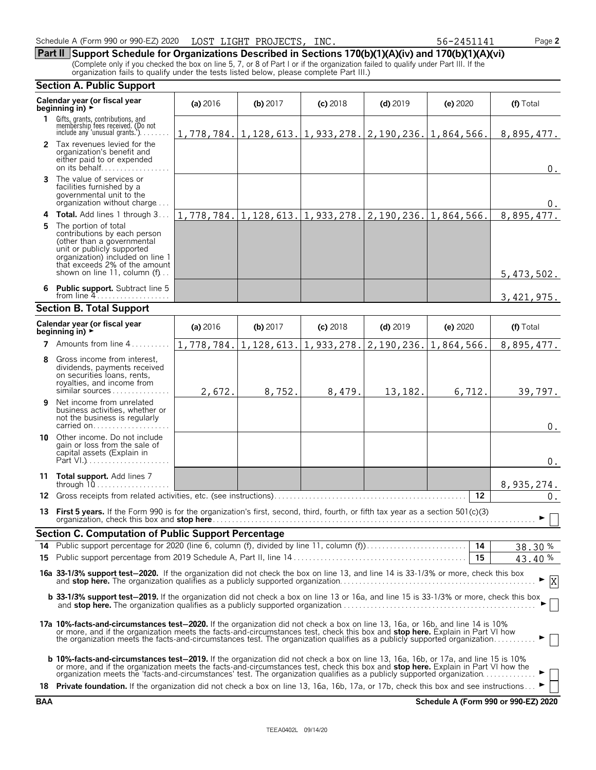Schedule A (Form 990 or 990-EZ) 2020 LOST LIGHT PROJECTS, INC. 56-2451141 Page 2

## Part II Support Schedule for Organizations Described in Sections 170(b)(1)(A)(iv) and 170(b)(1)(A)(vi)

(Complete only if you checked the box on line 5, 7, or 8 of Part I or if the organization failed to qualify under Part III. If the organization fails to qualify under the tests listed below, please complete Part III.)

### Section A. Public Support

| Calendar year (or fiscal year beginning in) ► | (a) 2016 | (b) 2017 | (c) 2018 | (d) 2019 | (e) 2020 | (f) Total |
|---|---|---|---|---|---|---|
| 1 Gifts, grants, contributions, and membership fees received. (Do not include any 'unusual grants.') | 1,778,784. | 1,128,613. | 1,933,278. | 2,190,236. | 1,864,566. | 8,895,477. |
| 2 Tax revenues levied for the organization's benefit and either paid to or expended on its behalf | | | | | | 0. |
| 3 The value of services or facilities furnished by a governmental unit to the organization without charge | | | | | | 0. |
| 4 **Total.** Add lines 1 through 3 | 1,778,784. | 1,128,613. | 1,933,278. | 2,190,236. | 1,864,566. | 8,895,477. |
| 5 The portion of total contributions by each person (other than a governmental unit or publicly supported organization) included on line 1 that exceeds 2% of the amount shown on line 11, column (f) | | | | | | 5,473,502. |
| 6 **Public support.** Subtract line 5 from line 4 | | | | | | 3,421,975. |

### Section B. Total Support

| Calendar year (or fiscal year beginning in) ► | (a) 2016 | (b) 2017 | (c) 2018 | (d) 2019 | (e) 2020 | (f) Total |
|---|---|---|---|---|---|---|
| 7 Amounts from line 4 | 1,778,784. | 1,128,613. | 1,933,278. | 2,190,236. | 1,864,566. | 8,895,477. |
| 8 Gross income from interest, dividends, payments received on securities loans, rents, royalties, and income from similar sources | 2,672. | 8,752. | 8,479. | 13,182. | 6,712. | 39,797. |
| 9 Net income from unrelated business activities, whether or not the business is regularly carried on | | | | | | 0. |
| 10 Other income. Do not include gain or loss from the sale of capital assets (Explain in Part VI.) | | | | | | 0. |
| 11 **Total support.** Add lines 7 through 10 | | | | | | 8,935,274. |

12 Gross receipts from related activities, etc. (see instructions) — 12 — 0.

13 **First 5 years.** If the Form 990 is for the organization's first, second, third, fourth, or fifth tax year as a section 501(c)(3) organization, check this box and **stop here** ► ☐

### Section C. Computation of Public Support Percentage

14 Public support percentage for 2020 (line 6, column (f), divided by line 11, column (f)) — 14 — 38.30 %

15 Public support percentage from 2019 Schedule A, Part II, line 14 — 15 — 43.40 %

**16a 33-1/3% support test–2020.** If the organization did not check the box on line 13, and line 14 is 33-1/3% or more, check this box and **stop here.** The organization qualifies as a publicly supported organization ► ☒

**b 33-1/3% support test–2019.** If the organization did not check a box on line 13 or 16a, and line 15 is 33-1/3% or more, check this box and **stop here.** The organization qualifies as a publicly supported organization ► ☐

**17a 10%-facts-and-circumstances test–2020.** If the organization did not check a box on line 13, 16a, or 16b, and line 14 is 10% or more, and if the organization meets the facts-and-circumstances test, check this box and **stop here.** Explain in Part VI how the organization meets the facts-and-circumstances test. The organization qualifies as a publicly supported organization ► ☐

**b 10%-facts-and-circumstances test–2019.** If the organization did not check a box on line 13, 16a, 16b, or 17a, and line 15 is 10% or more, and if the organization meets the facts-and-circumstances test, check this box and **stop here.** Explain in Part VI how the organization meets the 'facts-and-circumstances' test. The organization qualifies as a publicly supported organization ► ☐

18 **Private foundation.** If the organization did not check a box on line 13, 16a, 16b, 17a, or 17b, check this box and see instructions ► ☐

BAA Schedule A (Form 990 or 990-EZ) 2020

TEEA0402L 09/14/20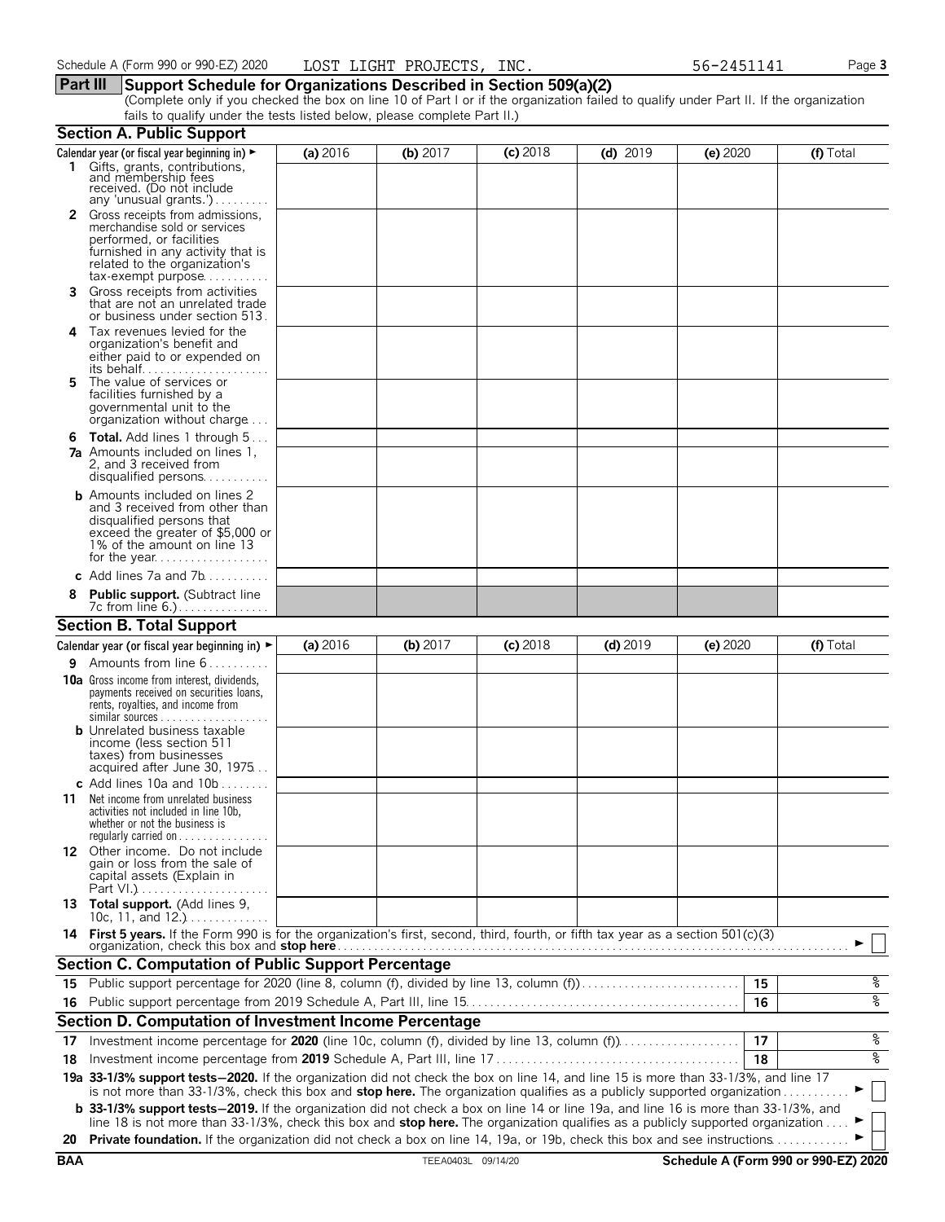Schedule A (Form 990 or 990-EZ) 2020 LOST LIGHT PROJECTS, INC. 56-2451141 Page 3

## Part III Support Schedule for Organizations Described in Section 509(a)(2)

(Complete only if you checked the box on line 10 of Part I or if the organization failed to qualify under Part II. If the organization fails to qualify under the tests listed below, please complete Part II.)

### Section A. Public Support

| Calendar year (or fiscal year beginning in) ► | (a) 2016 | (b) 2017 | (c) 2018 | (d) 2019 | (e) 2020 | (f) Total |
|---|---|---|---|---|---|---|
| 1 Gifts, grants, contributions, and membership fees received. (Do not include any 'unusual grants.') | | | | | | |
| 2 Gross receipts from admissions, merchandise sold or services performed, or facilities furnished in any activity that is related to the organization's tax-exempt purpose | | | | | | |
| 3 Gross receipts from activities that are not an unrelated trade or business under section 513 | | | | | | |
| 4 Tax revenues levied for the organization's benefit and either paid to or expended on its behalf | | | | | | |
| 5 The value of services or facilities furnished by a governmental unit to the organization without charge | | | | | | |
| 6 Total. Add lines 1 through 5 | | | | | | |
| 7a Amounts included on lines 1, 2, and 3 received from disqualified persons | | | | | | |
| b Amounts included on lines 2 and 3 received from other than disqualified persons that exceed the greater of $5,000 or 1% of the amount on line 13 for the year | | | | | | |
| c Add lines 7a and 7b | | | | | | |
| 8 Public support. (Subtract line 7c from line 6.) | | | | | | |

### Section B. Total Support

| Calendar year (or fiscal year beginning in) ► | (a) 2016 | (b) 2017 | (c) 2018 | (d) 2019 | (e) 2020 | (f) Total |
|---|---|---|---|---|---|---|
| 9 Amounts from line 6 | | | | | | |
| 10a Gross income from interest, dividends, payments received on securities loans, rents, royalties, and income from similar sources | | | | | | |
| b Unrelated business taxable income (less section 511 taxes) from businesses acquired after June 30, 1975 | | | | | | |
| c Add lines 10a and 10b | | | | | | |
| 11 Net income from unrelated business activities not included in line 10b, whether or not the business is regularly carried on | | | | | | |
| 12 Other income. Do not include gain or loss from the sale of capital assets (Explain in Part VI.) | | | | | | |
| 13 Total support. (Add lines 9, 10c, 11, and 12.) | | | | | | |

**14 First 5 years.** If the Form 990 is for the organization's first, second, third, fourth, or fifth tax year as a section 501(c)(3) organization, check this box and **stop here** ► ☐

### Section C. Computation of Public Support Percentage

| | | | |
|---|---|---|---|
| 15 | Public support percentage for 2020 (line 8, column (f), divided by line 13, column (f)) | 15 | % |
| 16 | Public support percentage from 2019 Schedule A, Part III, line 15 | 16 | % |

### Section D. Computation of Investment Income Percentage

| | | | |
|---|---|---|---|
| 17 | Investment income percentage for **2020** (line 10c, column (f), divided by line 13, column (f)) | 17 | % |
| 18 | Investment income percentage from **2019** Schedule A, Part III, line 17 | 18 | % |

**19a 33-1/3% support tests–2020.** If the organization did not check the box on line 14, and line 15 is more than 33-1/3%, and line 17 is not more than 33-1/3%, check this box and **stop here.** The organization qualifies as a publicly supported organization ► ☐

**b 33-1/3% support tests–2019.** If the organization did not check a box on line 14 or line 19a, and line 16 is more than 33-1/3%, and line 18 is not more than 33-1/3%, check this box and **stop here.** The organization qualifies as a publicly supported organization ► ☐

**20 Private foundation.** If the organization did not check a box on line 14, 19a, or 19b, check this box and see instructions ► ☐

BAA TEEA0403L 09/14/20 Schedule A (Form 990 or 990-EZ) 2020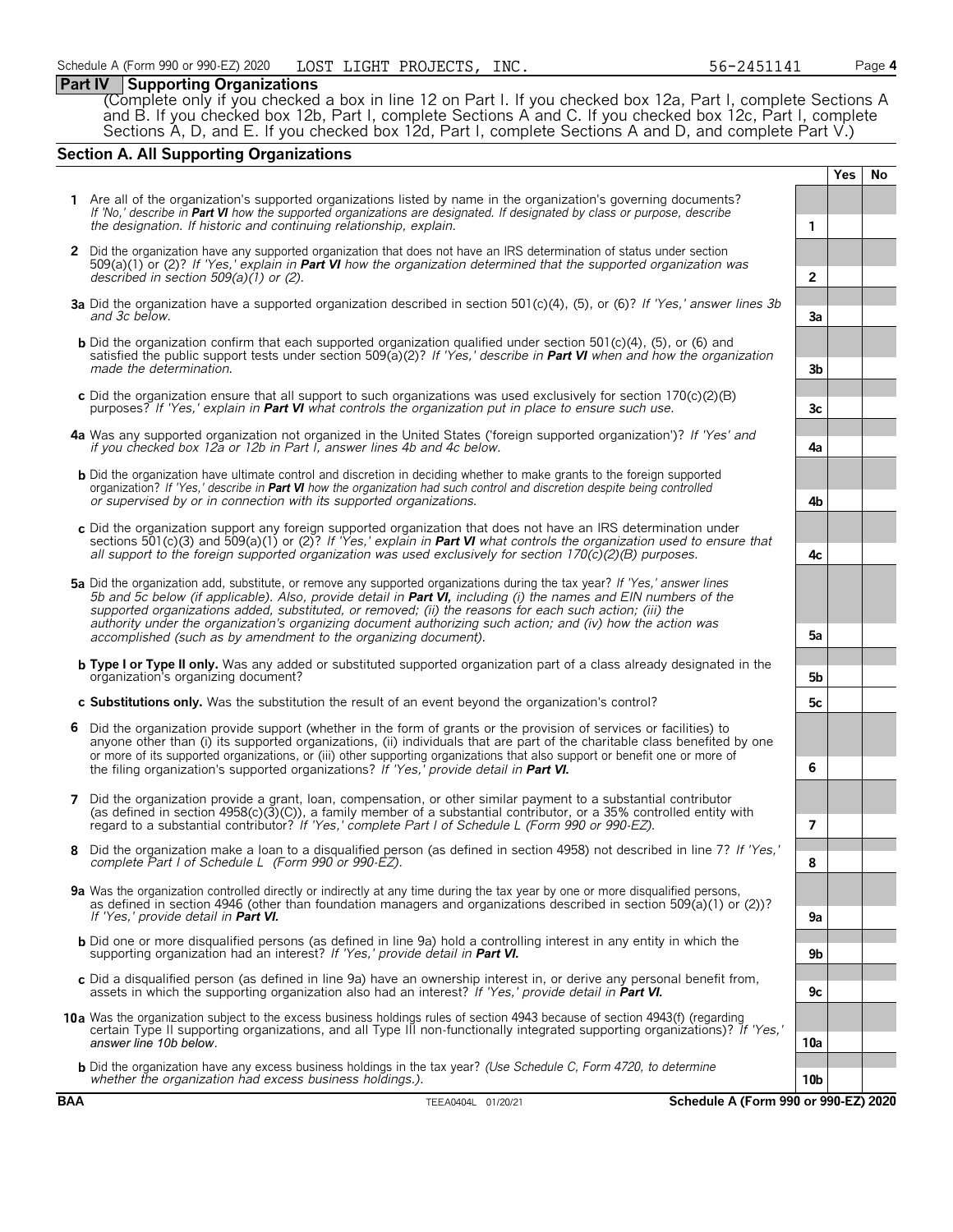Schedule A (Form 990 or 990-EZ) 2020 LOST LIGHT PROJECTS, INC. 56-2451141

**Part IV Supporting Organizations**

(Complete only if you checked a box in line 12 on Part I. If you checked box 12a, Part I, complete Sections A and B. If you checked box 12b, Part I, complete Sections A and C. If you checked box 12c, Part I, complete Sections A, D, and E. If you checked box 12d, Part I, complete Sections A and D, and complete Part V.)

## Section A. All Supporting Organizations

| | | | Yes | No |
|---|---|---|---|---|
| **1** | Are all of the organization's supported organizations listed by name in the organization's governing documents? *If 'No,' describe in **Part VI** how the supported organizations are designated. If designated by class or purpose, describe the designation. If historic and continuing relationship, explain.* | 1 | | |
| **2** | Did the organization have any supported organization that does not have an IRS determination of status under section 509(a)(1) or (2)? *If 'Yes,' explain in **Part VI** how the organization determined that the supported organization was described in section 509(a)(1) or (2).* | 2 | | |
| **3a** | Did the organization have a supported organization described in section 501(c)(4), (5), or (6)? *If 'Yes,' answer lines 3b and 3c below.* | 3a | | |
| **b** | Did the organization confirm that each supported organization qualified under section 501(c)(4), (5), or (6) and satisfied the public support tests under section 509(a)(2)? *If 'Yes,' describe in **Part VI** when and how the organization made the determination.* | 3b | | |
| **c** | Did the organization ensure that all support to such organizations was used exclusively for section 170(c)(2)(B) purposes? *If 'Yes,' explain in **Part VI** what controls the organization put in place to ensure such use.* | 3c | | |
| **4a** | Was any supported organization not organized in the United States ('foreign supported organization')? *If 'Yes' and if you checked box 12a or 12b in Part I, answer lines 4b and 4c below.* | 4a | | |
| **b** | Did the organization have ultimate control and discretion in deciding whether to make grants to the foreign supported organization? *If 'Yes,' describe in **Part VI** how the organization had such control and discretion despite being controlled or supervised by or in connection with its supported organizations.* | 4b | | |
| **c** | Did the organization support any foreign supported organization that does not have an IRS determination under sections 501(c)(3) and 509(a)(1) or (2)? *If 'Yes,' explain in **Part VI** what controls the organization used to ensure that all support to the foreign supported organization was used exclusively for section 170(c)(2)(B) purposes.* | 4c | | |
| **5a** | Did the organization add, substitute, or remove any supported organizations during the tax year? *If 'Yes,' answer lines 5b and 5c below (if applicable). Also, provide detail in **Part VI,** including (i) the names and EIN numbers of the supported organizations added, substituted, or removed; (ii) the reasons for each such action; (iii) the authority under the organization's organizing document authorizing such action; and (iv) how the action was accomplished (such as by amendment to the organizing document).* | 5a | | |
| **b** | **Type I or Type II only.** Was any added or substituted supported organization part of a class already designated in the organization's organizing document? | 5b | | |
| **c** | **Substitutions only.** Was the substitution the result of an event beyond the organization's control? | 5c | | |
| **6** | Did the organization provide support (whether in the form of grants or the provision of services or facilities) to anyone other than (i) its supported organizations, (ii) individuals that are part of the charitable class benefited by one or more of its supported organizations, or (iii) other supporting organizations that also support or benefit one or more of the filing organization's supported organizations? *If 'Yes,' provide detail in **Part VI.*** | 6 | | |
| **7** | Did the organization provide a grant, loan, compensation, or other similar payment to a substantial contributor (as defined in section 4958(c)(3)(C)), a family member of a substantial contributor, or a 35% controlled entity with regard to a substantial contributor? *If 'Yes,' complete Part I of Schedule L (Form 990 or 990-EZ).* | 7 | | |
| **8** | Did the organization make a loan to a disqualified person (as defined in section 4958) not described in line 7? *If 'Yes,' complete Part I of Schedule L (Form 990 or 990-EZ).* | 8 | | |
| **9a** | Was the organization controlled directly or indirectly at any time during the tax year by one or more disqualified persons, as defined in section 4946 (other than foundation managers and organizations described in section 509(a)(1) or (2))? *If 'Yes,' provide detail in **Part VI.*** | 9a | | |
| **b** | Did one or more disqualified persons (as defined in line 9a) hold a controlling interest in any entity in which the supporting organization had an interest? *If 'Yes,' provide detail in **Part VI.*** | 9b | | |
| **c** | Did a disqualified person (as defined in line 9a) have an ownership interest in, or derive any personal benefit from, assets in which the supporting organization also had an interest? *If 'Yes,' provide detail in **Part VI.*** | 9c | | |
| **10a** | Was the organization subject to the excess business holdings rules of section 4943 because of section 4943(f) (regarding certain Type II supporting organizations, and all Type III non-functionally integrated supporting organizations)? *If 'Yes,' answer line 10b below.* | 10a | | |
| **b** | Did the organization have any excess business holdings in the tax year? *(Use Schedule C, Form 4720, to determine whether the organization had excess business holdings.).* | 10b | | |

BAA TEEA0404L 01/20/21 Schedule A (Form 990 or 990-EZ) 2020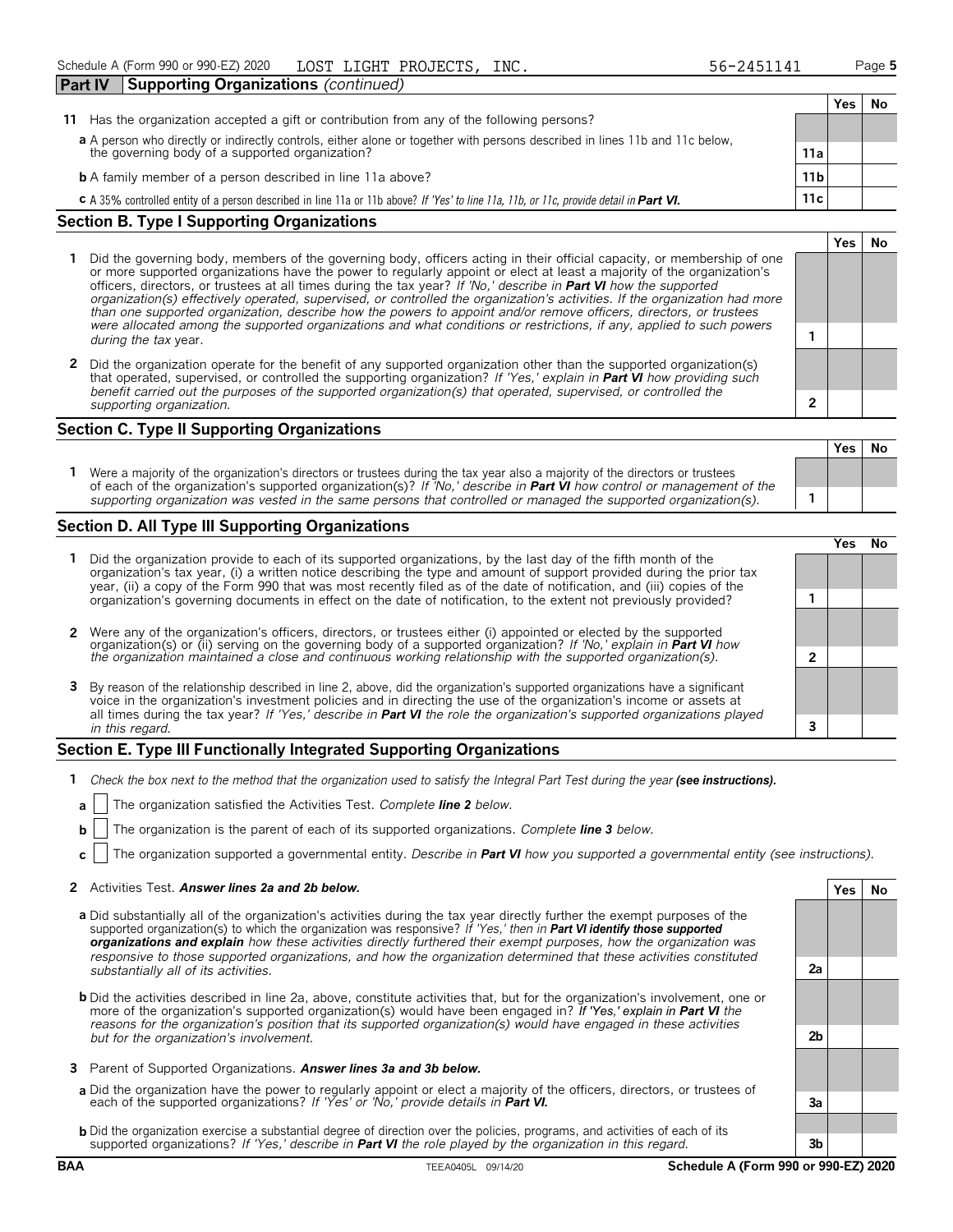Schedule A (Form 990 or 990-EZ) 2020 LOST LIGHT PROJECTS, INC. 56-2451141 Page 5

## Part IV Supporting Organizations *(continued)*

| | | Yes | No |
|---|---|---|---|
| **11** Has the organization accepted a gift or contribution from any of the following persons? | | | |
| **a** A person who directly or indirectly controls, either alone or together with persons described in lines 11b and 11c below, the governing body of a supported organization? | 11a | | |
| **b** A family member of a person described in line 11a above? | 11b | | |
| **c** A 35% controlled entity of a person described in line 11a or 11b above? *If 'Yes' to line 11a, 11b, or 11c, provide detail in* ***Part VI.*** | 11c | | |

### Section B. Type I Supporting Organizations

| | | Yes | No |
|---|---|---|---|
| **1** Did the governing body, members of the governing body, officers acting in their official capacity, or membership of one or more supported organizations have the power to regularly appoint or elect at least a majority of the organization's officers, directors, or trustees at all times during the tax year? *If 'No,' describe in* ***Part VI*** *how the supported organization(s) effectively operated, supervised, or controlled the organization's activities. If the organization had more than one supported organization, describe how the powers to appoint and/or remove officers, directors, or trustees were allocated among the supported organizations and what conditions or restrictions, if any, applied to such powers during the tax* year. | 1 | | |
| **2** Did the organization operate for the benefit of any supported organization other than the supported organization(s) that operated, supervised, or controlled the supporting organization? *If 'Yes,' explain in* ***Part VI*** *how providing such benefit carried out the purposes of the supported organization(s) that operated, supervised, or controlled the supporting organization.* | 2 | | |

### Section C. Type II Supporting Organizations

| | | Yes | No |
|---|---|---|---|
| **1** Were a majority of the organization's directors or trustees during the tax year also a majority of the directors or trustees of each of the organization's supported organization(s)? *If 'No,' describe in* ***Part VI*** *how control or management of the supporting organization was vested in the same persons that controlled or managed the supported organization(s).* | 1 | | |

### Section D. All Type III Supporting Organizations

| | | Yes | No |
|---|---|---|---|
| **1** Did the organization provide to each of its supported organizations, by the last day of the fifth month of the organization's tax year, (i) a written notice describing the type and amount of support provided during the prior tax year, (ii) a copy of the Form 990 that was most recently filed as of the date of notification, and (iii) copies of the organization's governing documents in effect on the date of notification, to the extent not previously provided? | 1 | | |
| **2** Were any of the organization's officers, directors, or trustees either (i) appointed or elected by the supported organization(s) or (ii) serving on the governing body of a supported organization? *If 'No,' explain in* ***Part VI*** *how the organization maintained a close and continuous working relationship with the supported organization(s).* | 2 | | |
| **3** By reason of the relationship described in line 2, above, did the organization's supported organizations have a significant voice in the organization's investment policies and in directing the use of the organization's income or assets at all times during the tax year? *If 'Yes,' describe in* ***Part VI*** *the role the organization's supported organizations played in this regard.* | 3 | | |

### Section E. Type III Functionally Integrated Supporting Organizations

**1** *Check the box next to the method that the organization used to satisfy the Integral Part Test during the year* ***(see instructions).***

**a** ☐ The organization satisfied the Activities Test. *Complete* ***line 2*** *below.*

**b** ☐ The organization is the parent of each of its supported organizations. *Complete* ***line 3*** *below.*

**c** ☐ The organization supported a governmental entity. *Describe in* ***Part VI*** *how you supported a governmental entity (see instructions).*

| | | Yes | No |
|---|---|---|---|
| **2** Activities Test. ***Answer lines 2a and 2b below.*** | | | |
| **a** Did substantially all of the organization's activities during the tax year directly further the exempt purposes of the supported organization(s) to which the organization was responsive? *If 'Yes,' then in* ***Part VI identify those supported organizations and explain*** *how these activities directly furthered their exempt purposes, how the organization was responsive to those supported organizations, and how the organization determined that these activities constituted substantially all of its activities.* | 2a | | |
| **b** Did the activities described in line 2a, above, constitute activities that, but for the organization's involvement, one or more of the organization's supported organization(s) would have been engaged in? *If 'Yes,' explain in* ***Part VI*** *the reasons for the organization's position that its supported organization(s) would have engaged in these activities but for the organization's involvement.* | 2b | | |
| **3** Parent of Supported Organizations. ***Answer lines 3a and 3b below.*** | | | |
| **a** Did the organization have the power to regularly appoint or elect a majority of the officers, directors, or trustees of each of the supported organizations? *If 'Yes' or 'No,' provide details in* ***Part VI.*** | 3a | | |
| **b** Did the organization exercise a substantial degree of direction over the policies, programs, and activities of each of its supported organizations? *If 'Yes,' describe in* ***Part VI*** *the role played by the organization in this regard.* | 3b | | |

**BAA** TEEA0405L 09/14/20 **Schedule A (Form 990 or 990-EZ) 2020**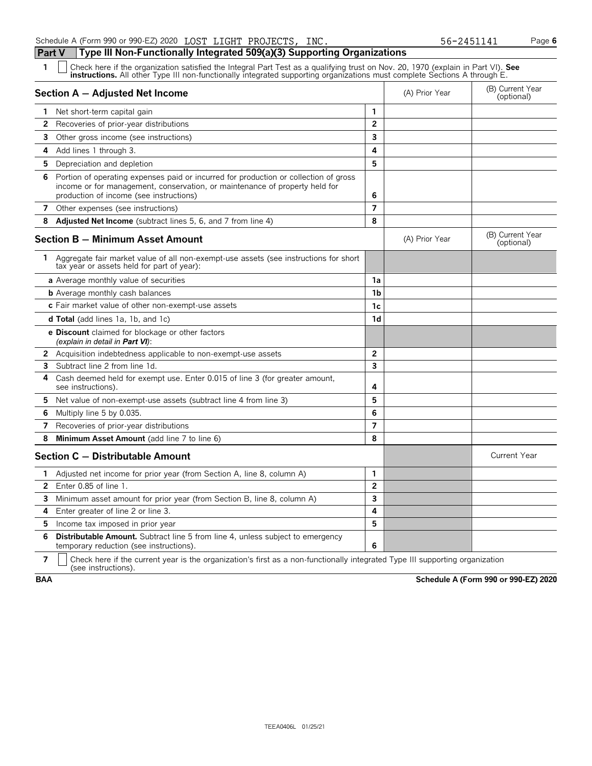Schedule A (Form 990 or 990-EZ) 2020 LOST LIGHT PROJECTS, INC. 56-2451141

## Part V Type III Non-Functionally Integrated 509(a)(3) Supporting Organizations

1 [ ] Check here if the organization satisfied the Integral Part Test as a qualifying trust on Nov. 20, 1970 (explain in Part VI). **See instructions.** All other Type III non-functionally integrated supporting organizations must complete Sections A through E.

| **Section A — Adjusted Net Income** | | (A) Prior Year | (B) Current Year (optional) |
|---|---|---|---|
| **1** Net short-term capital gain | 1 | | |
| **2** Recoveries of prior-year distributions | 2 | | |
| **3** Other gross income (see instructions) | 3 | | |
| **4** Add lines 1 through 3. | 4 | | |
| **5** Depreciation and depletion | 5 | | |
| **6** Portion of operating expenses paid or incurred for production or collection of gross income or for management, conservation, or maintenance of property held for production of income (see instructions) | 6 | | |
| **7** Other expenses (see instructions) | 7 | | |
| **8** **Adjusted Net Income** (subtract lines 5, 6, and 7 from line 4) | 8 | | |

| **Section B — Minimum Asset Amount** | | (A) Prior Year | (B) Current Year (optional) |
|---|---|---|---|
| **1** Aggregate fair market value of all non-exempt-use assets (see instructions for short tax year or assets held for part of year): | | | |
| **a** Average monthly value of securities | 1a | | |
| **b** Average monthly cash balances | 1b | | |
| **c** Fair market value of other non-exempt-use assets | 1c | | |
| **d Total** (add lines 1a, 1b, and 1c) | 1d | | |
| **e Discount** claimed for blockage or other factors *(explain in detail in **Part VI**)*: | | | |
| **2** Acquisition indebtedness applicable to non-exempt-use assets | 2 | | |
| **3** Subtract line 2 from line 1d. | 3 | | |
| **4** Cash deemed held for exempt use. Enter 0.015 of line 3 (for greater amount, see instructions). | 4 | | |
| **5** Net value of non-exempt-use assets (subtract line 4 from line 3) | 5 | | |
| **6** Multiply line 5 by 0.035. | 6 | | |
| **7** Recoveries of prior-year distributions | 7 | | |
| **8** **Minimum Asset Amount** (add line 7 to line 6) | 8 | | |

| **Section C — Distributable Amount** | | | Current Year |
|---|---|---|---|
| **1** Adjusted net income for prior year (from Section A, line 8, column A) | 1 | | |
| **2** Enter 0.85 of line 1. | 2 | | |
| **3** Minimum asset amount for prior year (from Section B, line 8, column A) | 3 | | |
| **4** Enter greater of line 2 or line 3. | 4 | | |
| **5** Income tax imposed in prior year | 5 | | |
| **6** **Distributable Amount.** Subtract line 5 from line 4, unless subject to emergency temporary reduction (see instructions). | 6 | | |

7 [ ] Check here if the current year is the organization's first as a non-functionally integrated Type III supporting organization (see instructions).

BAA **Schedule A (Form 990 or 990-EZ) 2020**

TEEA0406L 01/25/21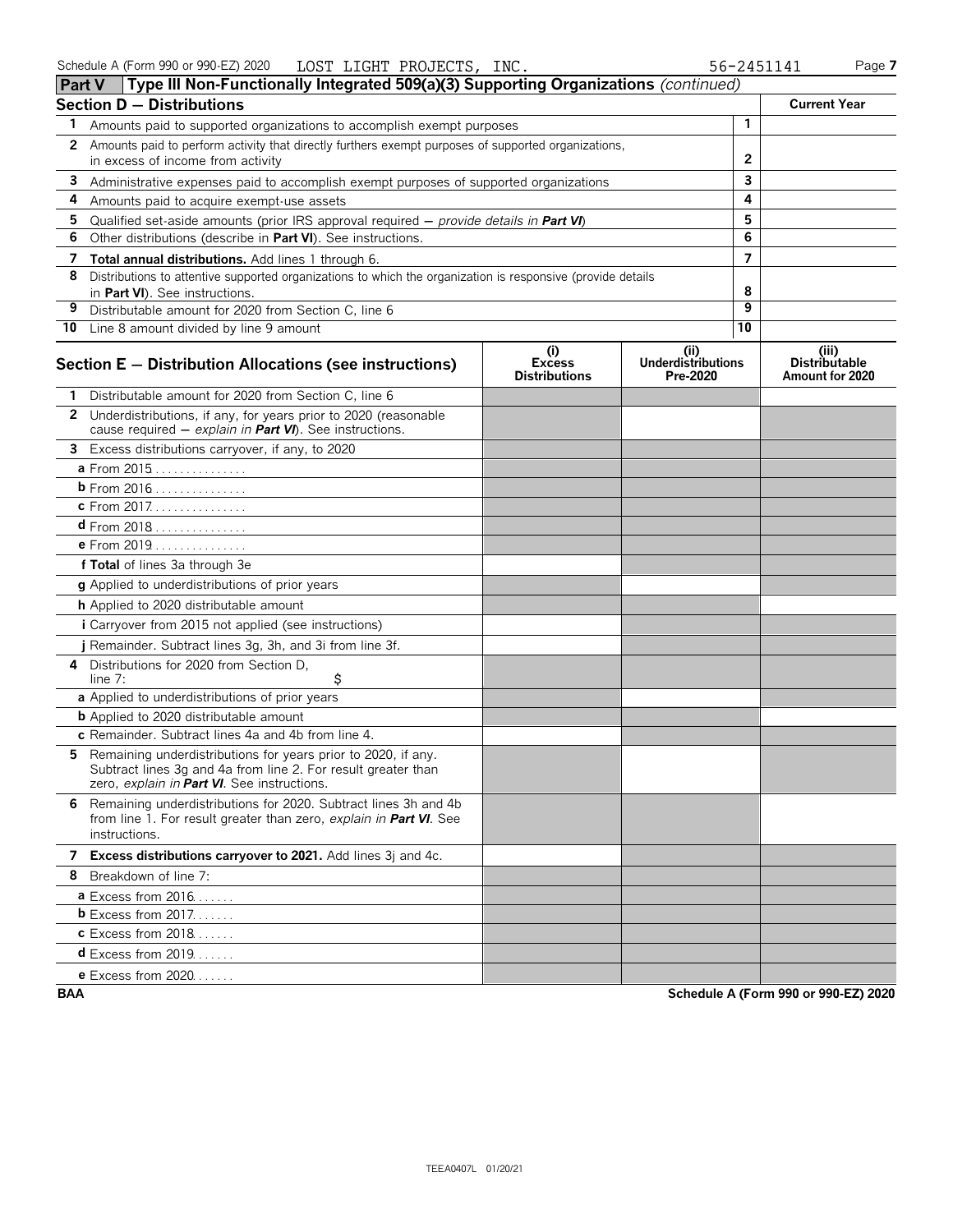Schedule A (Form 990 or 990-EZ) 2020 LOST LIGHT PROJECTS, INC. 56-2451141 Page **7**

## Part V Type III Non-Functionally Integrated 509(a)(3) Supporting Organizations *(continued)*

### Section D – Distributions

| | | | Current Year |
|---|---|---|---|
| 1 | Amounts paid to supported organizations to accomplish exempt purposes | 1 | |
| 2 | Amounts paid to perform activity that directly furthers exempt purposes of supported organizations, in excess of income from activity | 2 | |
| 3 | Administrative expenses paid to accomplish exempt purposes of supported organizations | 3 | |
| 4 | Amounts paid to acquire exempt-use assets | 4 | |
| 5 | Qualified set-aside amounts (prior IRS approval required – *provide details in* **Part VI**) | 5 | |
| 6 | Other distributions (describe in **Part VI**). See instructions. | 6 | |
| 7 | **Total annual distributions.** Add lines 1 through 6. | 7 | |
| 8 | Distributions to attentive supported organizations to which the organization is responsive (provide details in **Part VI**). See instructions. | 8 | |
| 9 | Distributable amount for 2020 from Section C, line 6 | 9 | |
| 10 | Line 8 amount divided by line 9 amount | 10 | |

| Section E – Distribution Allocations (see instructions) | (i) Excess Distributions | (ii) Underdistributions Pre-2020 | (iii) Distributable Amount for 2020 |
|---|---|---|---|
| **1** Distributable amount for 2020 from Section C, line 6 | | | |
| **2** Underdistributions, if any, for years prior to 2020 (reasonable cause required – *explain in* **Part VI**). See instructions. | | | |
| **3** Excess distributions carryover, if any, to 2020 | | | |
| **a** From 2015 | | | |
| **b** From 2016 | | | |
| **c** From 2017 | | | |
| **d** From 2018 | | | |
| **e** From 2019 | | | |
| **f Total** of lines 3a through 3e | | | |
| **g** Applied to underdistributions of prior years | | | |
| **h** Applied to 2020 distributable amount | | | |
| **i** Carryover from 2015 not applied (see instructions) | | | |
| **j** Remainder. Subtract lines 3g, 3h, and 3i from line 3f. | | | |
| **4** Distributions for 2020 from Section D, line 7: $ | | | |
| **a** Applied to underdistributions of prior years | | | |
| **b** Applied to 2020 distributable amount | | | |
| **c** Remainder. Subtract lines 4a and 4b from line 4. | | | |
| **5** Remaining underdistributions for years prior to 2020, if any. Subtract lines 3g and 4a from line 2. For result greater than zero, *explain in* **Part VI**. See instructions. | | | |
| **6** Remaining underdistributions for 2020. Subtract lines 3h and 4b from line 1. For result greater than zero, *explain in* **Part VI**. See instructions. | | | |
| **7 Excess distributions carryover to 2021.** Add lines 3j and 4c. | | | |
| **8** Breakdown of line 7: | | | |
| **a** Excess from 2016 | | | |
| **b** Excess from 2017 | | | |
| **c** Excess from 2018 | | | |
| **d** Excess from 2019 | | | |
| **e** Excess from 2020 | | | |

**BAA** **Schedule A (Form 990 or 990-EZ) 2020**

TEEA0407L 01/20/21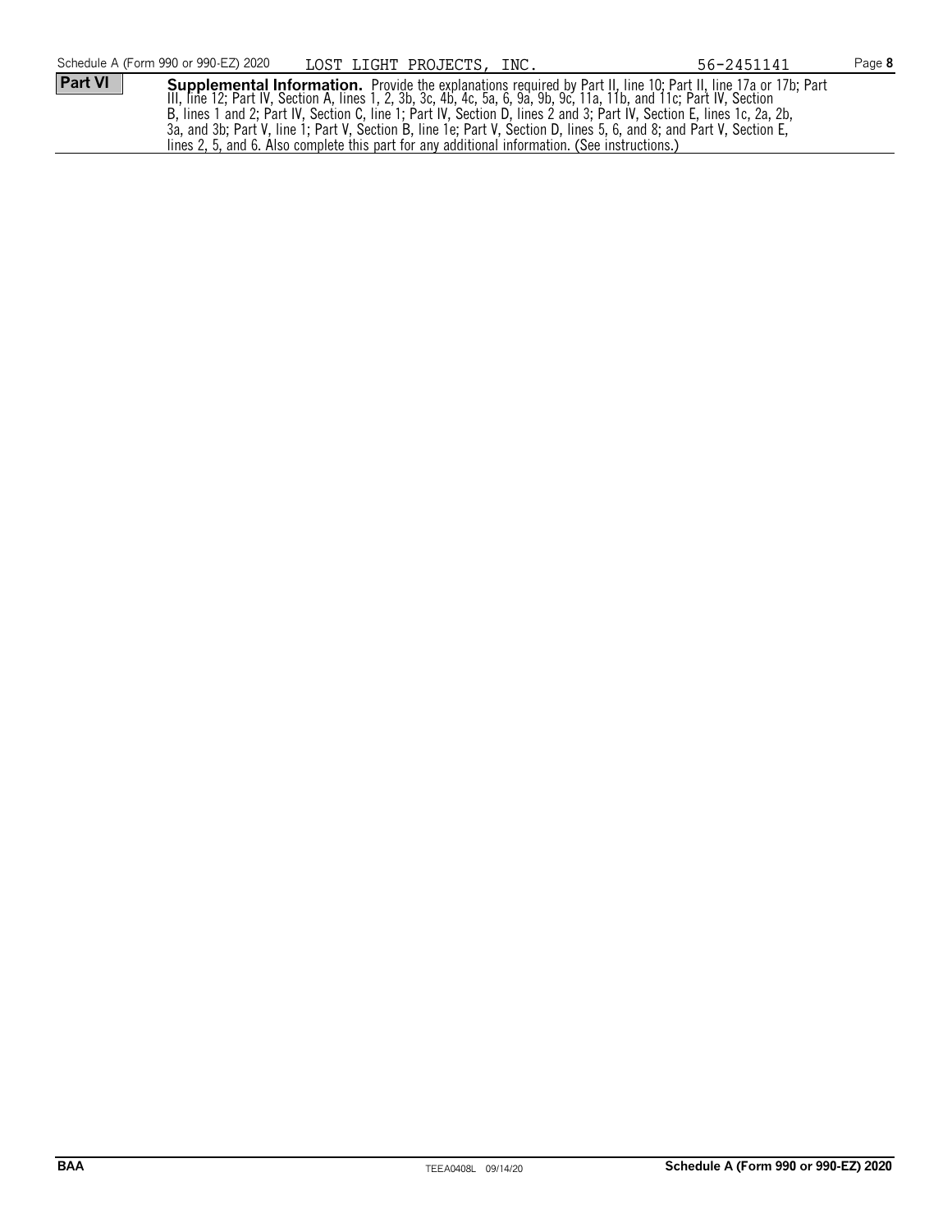Schedule A (Form 990 or 990-EZ) 2020 LOST LIGHT PROJECTS, INC. 56-2451141

**Part VI** **Supplemental Information.** Provide the explanations required by Part II, line 10; Part II, line 17a or 17b; Part III, line 12; Part IV, Section A, lines 1, 2, 3b, 3c, 4b, 4c, 5a, 6, 9a, 9b, 9c, 11a, 11b, and 11c; Part IV, Section B, lines 1 and 2; Part IV, Section C, line 1; Part IV, Section D, lines 2 and 3; Part IV, Section E, lines 1c, 2a, 2b, 3a, and 3b; Part V, line 1; Part V, Section B, line 1e; Part V, Section D, lines 5, 6, and 8; and Part V, Section E, lines 2, 5, and 6. Also complete this part for any additional information. (See instructions.)

BAA TEEA0408L 09/14/20 **Schedule A (Form 990 or 990-EZ) 2020**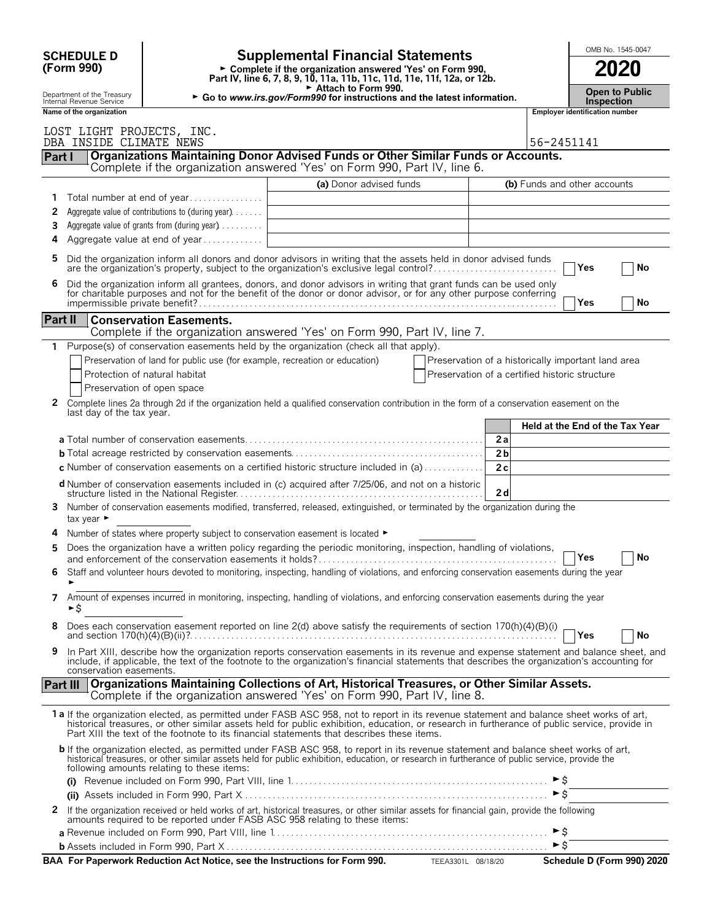# SCHEDULE D (Form 990)

Department of the Treasury
Internal Revenue Service

## Supplemental Financial Statements

► Complete if the organization answered 'Yes' on Form 990, Part IV, line 6, 7, 8, 9, 10, 11a, 11b, 11c, 11d, 11e, 11f, 12a, or 12b.
► Attach to Form 990.
► Go to *www.irs.gov/Form990* for instructions and the latest information.

OMB No. 1545-0047

**2020**

**Open to Public Inspection**

**Name of the organization**

LOST LIGHT PROJECTS, INC.
DBA INSIDE CLIMATE NEWS

**Employer identification number**

56-2451141

**Part I** **Organizations Maintaining Donor Advised Funds or Other Similar Funds or Accounts.** Complete if the organization answered 'Yes' on Form 990, Part IV, line 6.

| | | (a) Donor advised funds | (b) Funds and other accounts |
|---|---|---|---|
| 1 | Total number at end of year | | |
| 2 | Aggregate value of contributions to (during year) | | |
| 3 | Aggregate value of grants from (during year) | | |
| 4 | Aggregate value at end of year | | |

5 Did the organization inform all donors and donor advisors in writing that the assets held in donor advised funds are the organization's property, subject to the organization's exclusive legal control? ☐ Yes ☐ No

6 Did the organization inform all grantees, donors, and donor advisors in writing that grant funds can be used only for charitable purposes and not for the benefit of the donor or donor advisor, or for any other purpose conferring impermissible private benefit? ☐ Yes ☐ No

**Part II** **Conservation Easements.** Complete if the organization answered 'Yes' on Form 990, Part IV, line 7.

1 Purpose(s) of conservation easements held by the organization (check all that apply).

☐ Preservation of land for public use (for example, recreation or education)
☐ Protection of natural habitat
☐ Preservation of open space
☐ Preservation of a historically important land area
☐ Preservation of a certified historic structure

2 Complete lines 2a through 2d if the organization held a qualified conservation contribution in the form of a conservation easement on the last day of the tax year.

| | | Held at the End of the Tax Year |
|---|---|---|
| **a** Total number of conservation easements | 2a | |
| **b** Total acreage restricted by conservation easements | 2b | |
| **c** Number of conservation easements on a certified historic structure included in (a) | 2c | |
| **d** Number of conservation easements included in (c) acquired after 7/25/06, and not on a historic structure listed in the National Register | 2d | |

3 Number of conservation easements modified, transferred, released, extinguished, or terminated by the organization during the tax year ►

4 Number of states where property subject to conservation easement is located ►

5 Does the organization have a written policy regarding the periodic monitoring, inspection, handling of violations, and enforcement of the conservation easements it holds? ☐ Yes ☐ No

6 Staff and volunteer hours devoted to monitoring, inspecting, handling of violations, and enforcing conservation easements during the year ►

7 Amount of expenses incurred in monitoring, inspecting, handling of violations, and enforcing conservation easements during the year ►$

8 Does each conservation easement reported on line 2(d) above satisfy the requirements of section 170(h)(4)(B)(i) and section 170(h)(4)(B)(ii)? ☐ Yes ☐ No

9 In Part XIII, describe how the organization reports conservation easements in its revenue and expense statement and balance sheet, and include, if applicable, the text of the footnote to the organization's financial statements that describes the organization's accounting for conservation easements.

**Part III** **Organizations Maintaining Collections of Art, Historical Treasures, or Other Similar Assets.** Complete if the organization answered 'Yes' on Form 990, Part IV, line 8.

**1a** If the organization elected, as permitted under FASB ASC 958, not to report in its revenue statement and balance sheet works of art, historical treasures, or other similar assets held for public exhibition, education, or research in furtherance of public service, provide in Part XIII the text of the footnote to its financial statements that describes these items.

**b** If the organization elected, as permitted under FASB ASC 958, to report in its revenue statement and balance sheet works of art, historical treasures, or other similar assets held for public exhibition, education, or research in furtherance of public service, provide the following amounts relating to these items:

**(i)** Revenue included on Form 990, Part VIII, line 1 ►$

**(ii)** Assets included in Form 990, Part X ►$

2 If the organization received or held works of art, historical treasures, or other similar assets for financial gain, provide the following amounts required to be reported under FASB ASC 958 relating to these items:

**a** Revenue included on Form 990, Part VIII, line 1 ►$

**b** Assets included in Form 990, Part X ►$

**BAA For Paperwork Reduction Act Notice, see the Instructions for Form 990.** TEEA3301L 08/18/20 **Schedule D (Form 990) 2020**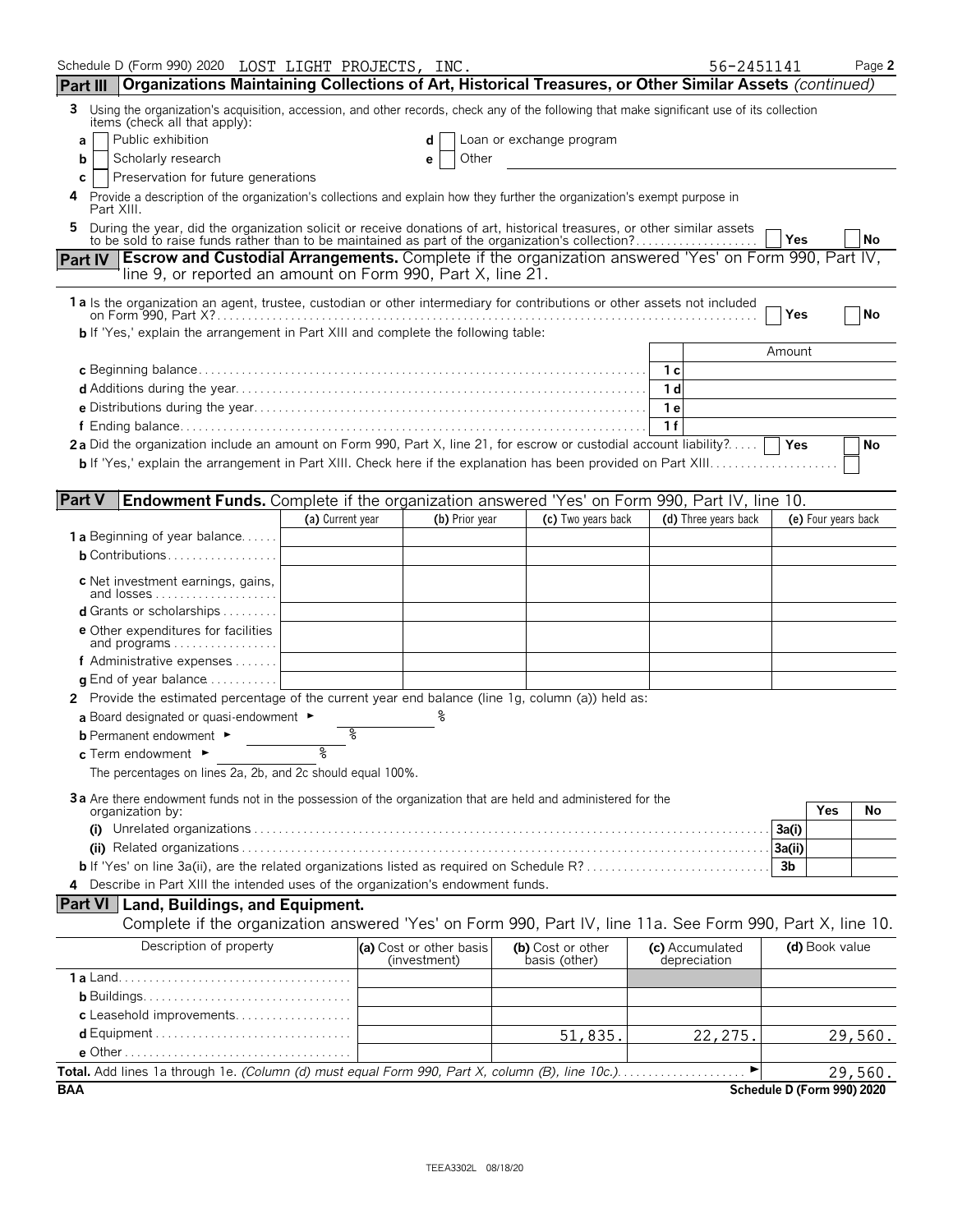Schedule D (Form 990) 2020 LOST LIGHT PROJECTS, INC. 56-2451141 Page 2

## Part III Organizations Maintaining Collections of Art, Historical Treasures, or Other Similar Assets *(continued)*

**3** Using the organization's acquisition, accession, and other records, check any of the following that make significant use of its collection items (check all that apply):

- **a** ☐ Public exhibition
- **b** ☐ Scholarly research
- **c** ☐ Preservation for future generations
- **d** ☐ Loan or exchange program
- **e** ☐ Other

**4** Provide a description of the organization's collections and explain how they further the organization's exempt purpose in Part XIII.

**5** During the year, did the organization solicit or receive donations of art, historical treasures, or other similar assets to be sold to raise funds rather than to be maintained as part of the organization's collection? ☐ Yes ☐ No

## Part IV Escrow and Custodial Arrangements. Complete if the organization answered 'Yes' on Form 990, Part IV, line 9, or reported an amount on Form 990, Part X, line 21.

**1a** Is the organization an agent, trustee, custodian or other intermediary for contributions or other assets not included on Form 990, Part X? ☐ Yes ☐ No

**b** If 'Yes,' explain the arrangement in Part XIII and complete the following table:

| | | Amount |
|---|---|---|
| **c** Beginning balance | 1c | |
| **d** Additions during the year | 1d | |
| **e** Distributions during the year | 1e | |
| **f** Ending balance | 1f | |

**2a** Did the organization include an amount on Form 990, Part X, line 21, for escrow or custodial account liability? ☐ Yes ☐ No

**b** If 'Yes,' explain the arrangement in Part XIII. Check here if the explanation has been provided on Part XIII ☐

## Part V Endowment Funds. Complete if the organization answered 'Yes' on Form 990, Part IV, line 10.

| | (a) Current year | (b) Prior year | (c) Two years back | (d) Three years back | (e) Four years back |
|---|---|---|---|---|---|
| **1a** Beginning of year balance | | | | | |
| **b** Contributions | | | | | |
| **c** Net investment earnings, gains, and losses | | | | | |
| **d** Grants or scholarships | | | | | |
| **e** Other expenditures for facilities and programs | | | | | |
| **f** Administrative expenses | | | | | |
| **g** End of year balance | | | | | |

**2** Provide the estimated percentage of the current year end balance (line 1g, column (a)) held as:

- **a** Board designated or quasi-endowment ► %
- **b** Permanent endowment ► %
- **c** Term endowment ► %

The percentages on lines 2a, 2b, and 2c should equal 100%.

**3a** Are there endowment funds not in the possession of the organization that are held and administered for the organization by:

| | | Yes | No |
|---|---|---|---|
| **(i)** Unrelated organizations | 3a(i) | | |
| **(ii)** Related organizations | 3a(ii) | | |
| **b** If 'Yes' on line 3a(ii), are the related organizations listed as required on Schedule R? | 3b | | |

**4** Describe in Part XIII the intended uses of the organization's endowment funds.

## Part VI Land, Buildings, and Equipment.

Complete if the organization answered 'Yes' on Form 990, Part IV, line 11a. See Form 990, Part X, line 10.

| Description of property | (a) Cost or other basis (investment) | (b) Cost or other basis (other) | (c) Accumulated depreciation | (d) Book value |
|---|---|---|---|---|
| **1a** Land | | | | |
| **b** Buildings | | | | |
| **c** Leasehold improvements | | | | |
| **d** Equipment | | 51,835. | 22,275. | 29,560. |
| **e** Other | | | | |
| **Total.** Add lines 1a through 1e. *(Column (d) must equal Form 990, Part X, column (B), line 10c.)* ► | | | | 29,560. |

BAA Schedule D (Form 990) 2020

TEEA3302L 08/18/20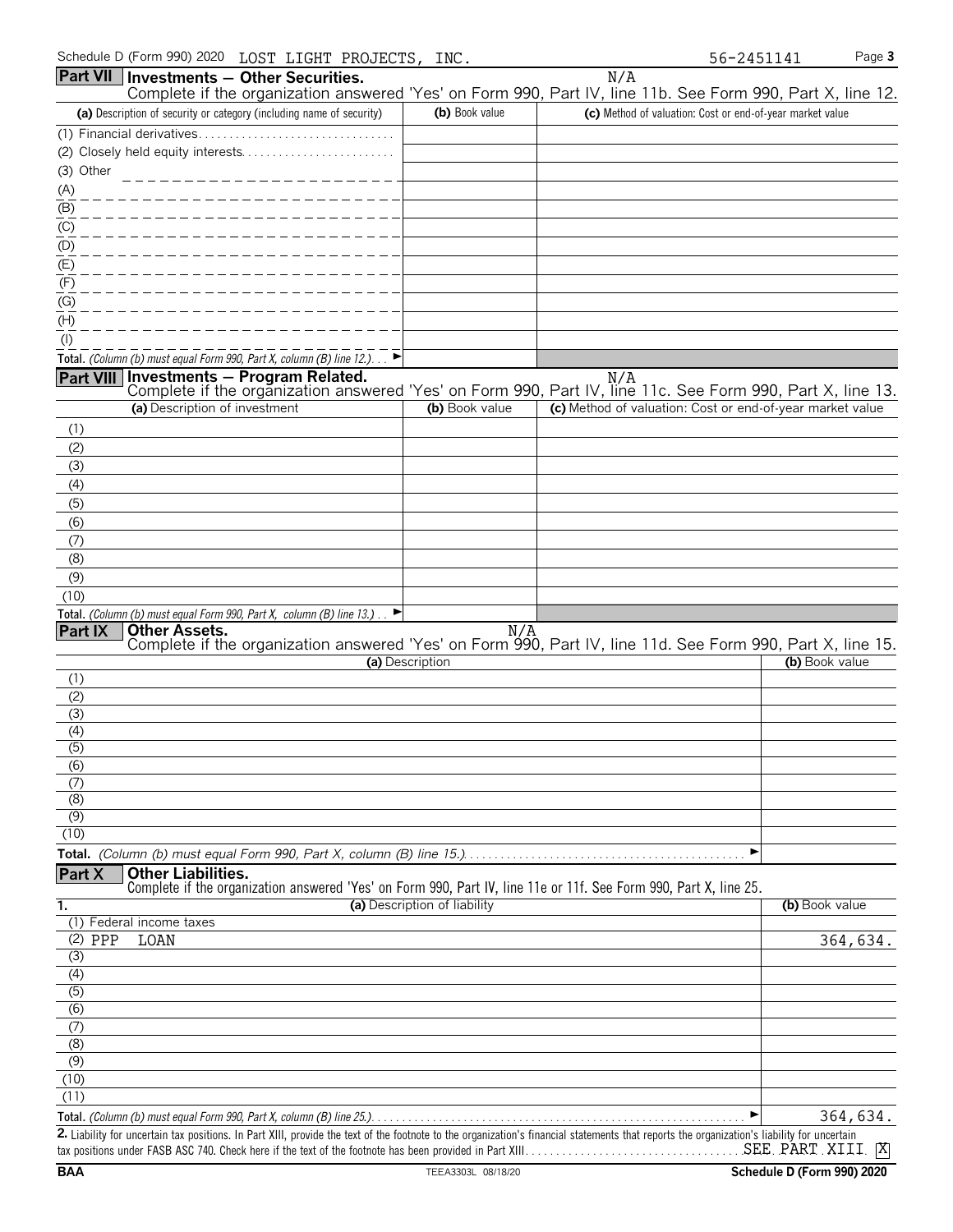Schedule D (Form 990) 2020 LOST LIGHT PROJECTS, INC. 56-2451141

## Part VII Investments — Other Securities.

N/A

Complete if the organization answered 'Yes' on Form 990, Part IV, line 11b. See Form 990, Part X, line 12.

| (a) Description of security or category (including name of security) | (b) Book value | (c) Method of valuation: Cost or end-of-year market value |
|---|---|---|
| (1) Financial derivatives | | |
| (2) Closely held equity interests | | |
| (3) Other | | |
| (A) | | |
| (B) | | |
| (C) | | |
| (D) | | |
| (E) | | |
| (F) | | |
| (G) | | |
| (H) | | |
| (I) | | |
| Total. *(Column (b) must equal Form 990, Part X, column (B) line 12.)* ► | | |

## Part VIII Investments — Program Related.

N/A

Complete if the organization answered 'Yes' on Form 990, Part IV, line 11c. See Form 990, Part X, line 13.

| (a) Description of investment | (b) Book value | (c) Method of valuation: Cost or end-of-year market value |
|---|---|---|
| (1) | | |
| (2) | | |
| (3) | | |
| (4) | | |
| (5) | | |
| (6) | | |
| (7) | | |
| (8) | | |
| (9) | | |
| (10) | | |
| Total. *(Column (b) must equal Form 990, Part X, column (B) line 13.)* ► | | |

## Part IX Other Assets.

N/A

Complete if the organization answered 'Yes' on Form 990, Part IV, line 11d. See Form 990, Part X, line 15.

| (a) Description | (b) Book value |
|---|---|
| (1) | |
| (2) | |
| (3) | |
| (4) | |
| (5) | |
| (6) | |
| (7) | |
| (8) | |
| (9) | |
| (10) | |
| **Total.** *(Column (b) must equal Form 990, Part X, column (B) line 15.)* ► | |

## Part X Other Liabilities.

Complete if the organization answered 'Yes' on Form 990, Part IV, line 11e or 11f. See Form 990, Part X, line 25.

| 1. (a) Description of liability | (b) Book value |
|---|---|
| (1) Federal income taxes | |
| (2) PPP LOAN | 364,634. |
| (3) | |
| (4) | |
| (5) | |
| (6) | |
| (7) | |
| (8) | |
| (9) | |
| (10) | |
| (11) | |
| Total. *(Column (b) must equal Form 990, Part X, column (B) line 25.)* ► | 364,634. |

**2.** Liability for uncertain tax positions. In Part XIII, provide the text of the footnote to the organization's financial statements that reports the organization's liability for uncertain tax positions under FASB ASC 740. Check here if the text of the footnote has been provided in Part XIII SEE PART XIII [X]

BAA TEEA3303L 08/18/20 **Schedule D (Form 990) 2020**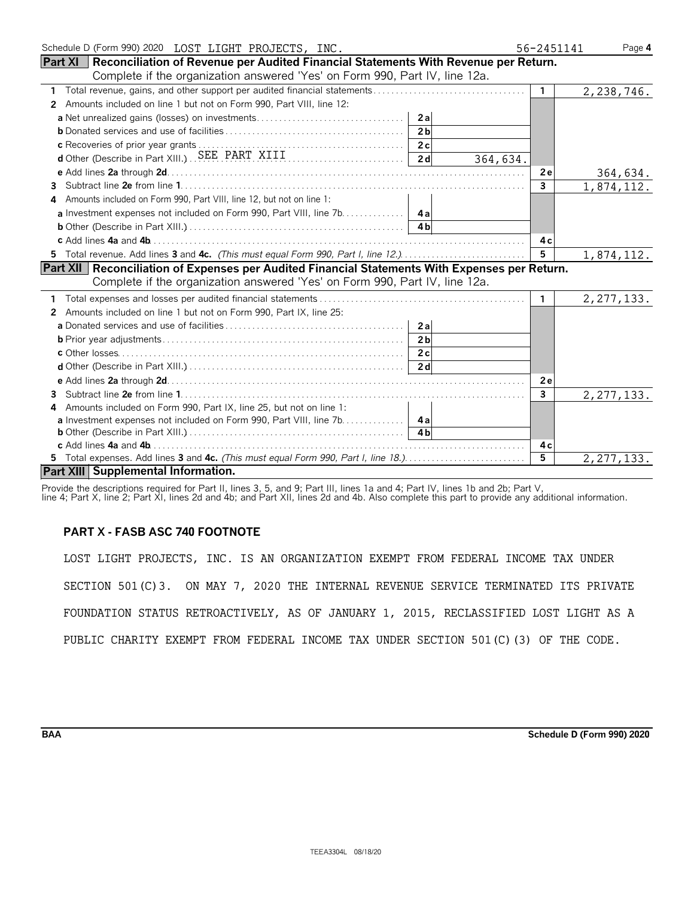Schedule D (Form 990) 2020 LOST LIGHT PROJECTS, INC. 56-2451141 Page 4

**Part XI Reconciliation of Revenue per Audited Financial Statements With Revenue per Return.** Complete if the organization answered 'Yes' on Form 990, Part IV, line 12a.

| | | | | |
|---|---|---|---|---|
| **1** Total revenue, gains, and other support per audited financial statements | | | 1 | 2,238,746. |
| **2** Amounts included on line 1 but not on Form 990, Part VIII, line 12: | | | | |
| **a** Net unrealized gains (losses) on investments | 2a | | | |
| **b** Donated services and use of facilities | 2b | | | |
| **c** Recoveries of prior year grants | 2c | | | |
| **d** Other (Describe in Part XIII.) SEE PART XIII | 2d | 364,634. | | |
| **e** Add lines **2a** through **2d** | | | 2e | 364,634. |
| **3** Subtract line **2e** from line **1** | | | 3 | 1,874,112. |
| **4** Amounts included on Form 990, Part VIII, line 12, but not on line 1: | | | | |
| **a** Investment expenses not included on Form 990, Part VIII, line 7b | 4a | | | |
| **b** Other (Describe in Part XIII.) | 4b | | | |
| **c** Add lines **4a** and **4b** | | | 4c | |
| **5** Total revenue. Add lines **3** and **4c.** *(This must equal Form 990, Part I, line 12.)* | | | 5 | 1,874,112. |

**Part XII Reconciliation of Expenses per Audited Financial Statements With Expenses per Return.** Complete if the organization answered 'Yes' on Form 990, Part IV, line 12a.

| | | | | |
|---|---|---|---|---|
| **1** Total expenses and losses per audited financial statements | | | 1 | 2,277,133. |
| **2** Amounts included on line 1 but not on Form 990, Part IX, line 25: | | | | |
| **a** Donated services and use of facilities | 2a | | | |
| **b** Prior year adjustments | 2b | | | |
| **c** Other losses | 2c | | | |
| **d** Other (Describe in Part XIII.) | 2d | | | |
| **e** Add lines **2a** through **2d** | | | 2e | |
| **3** Subtract line **2e** from line **1** | | | 3 | 2,277,133. |
| **4** Amounts included on Form 990, Part IX, line 25, but not on line 1: | | | | |
| **a** Investment expenses not included on Form 990, Part VIII, line 7b | 4a | | | |
| **b** Other (Describe in Part XIII.) | 4b | | | |
| **c** Add lines **4a** and **4b** | | | 4c | |
| **5** Total expenses. Add lines **3** and **4c.** *(This must equal Form 990, Part I, line 18.)* | | | 5 | 2,277,133. |

**Part XIII Supplemental Information.**

Provide the descriptions required for Part II, lines 3, 5, and 9; Part III, lines 1a and 4; Part IV, lines 1b and 2b; Part V, line 4; Part X, line 2; Part XI, lines 2d and 4b; and Part XII, lines 2d and 4b. Also complete this part to provide any additional information.

**PART X - FASB ASC 740 FOOTNOTE**

LOST LIGHT PROJECTS, INC. IS AN ORGANIZATION EXEMPT FROM FEDERAL INCOME TAX UNDER SECTION 501(C)3. ON MAY 7, 2020 THE INTERNAL REVENUE SERVICE TERMINATED ITS PRIVATE FOUNDATION STATUS RETROACTIVELY, AS OF JANUARY 1, 2015, RECLASSIFIED LOST LIGHT AS A PUBLIC CHARITY EXEMPT FROM FEDERAL INCOME TAX UNDER SECTION 501(C)(3) OF THE CODE.

BAA Schedule D (Form 990) 2020

TEEA3304L 08/18/20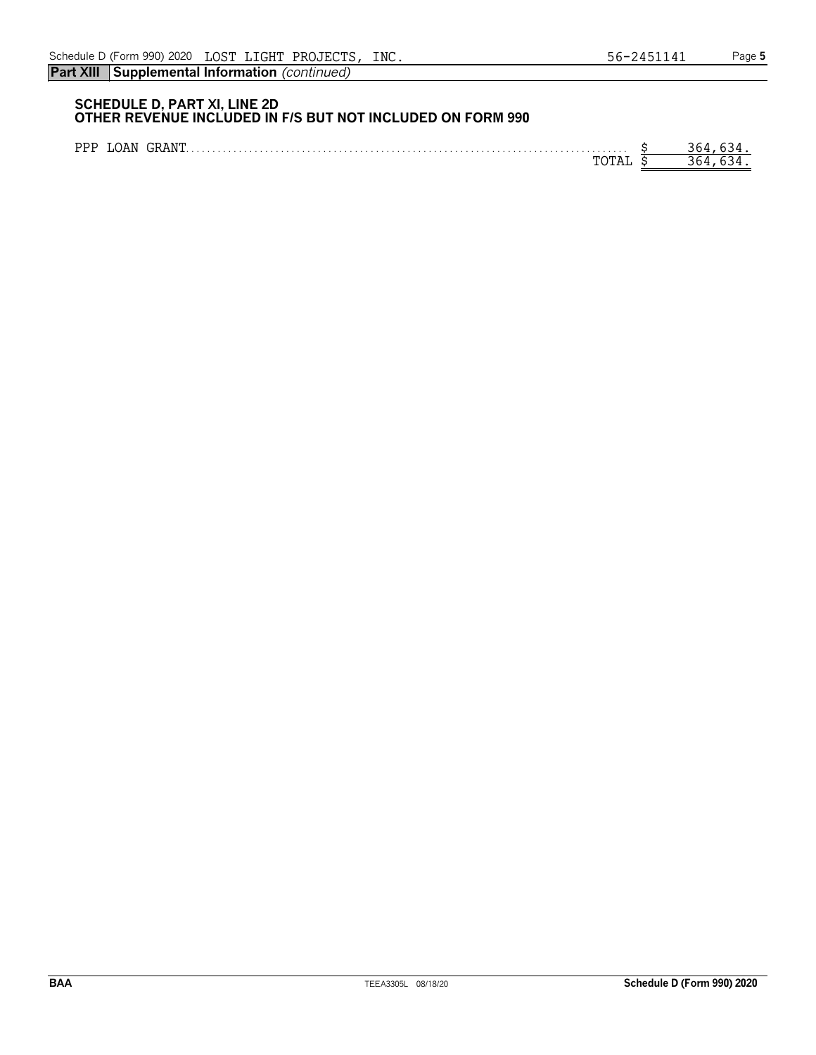**Part XIII Supplemental Information** *(continued)*

**SCHEDULE D, PART XI, LINE 2D**
**OTHER REVENUE INCLUDED IN F/S BUT NOT INCLUDED ON FORM 990**

| | | |
|---|---|---|
| PPP LOAN GRANT | $ | 364,634. |
| TOTAL | $ | 364,634. |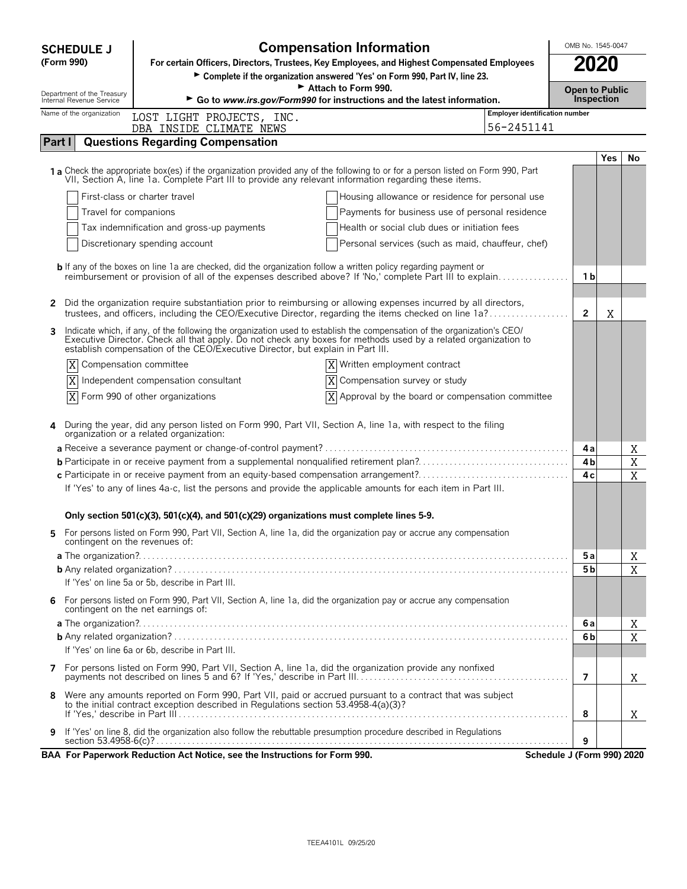**SCHEDULE J (Form 990)**

Department of the Treasury Internal Revenue Service

# Compensation Information

**For certain Officers, Directors, Trustees, Key Employees, and Highest Compensated Employees**

► **Complete if the organization answered 'Yes' on Form 990, Part IV, line 23.**

► **Attach to Form 990.**

► **Go to www.irs.gov/Form990 for instructions and the latest information.**

OMB No. 1545-0047

**2020**

**Open to Public Inspection**

Name of the organization: LOST LIGHT PROJECTS, INC. DBA INSIDE CLIMATE NEWS

Employer identification number: 56-2451141

## Part I Questions Regarding Compensation

| | | Yes | No |
|---|---|---|---|
| **1a** Check the appropriate box(es) if the organization provided any of the following to or for a person listed on Form 990, Part VII, Section A, line 1a. Complete Part III to provide any relevant information regarding these items. | | | |
| ☐ First-class or charter travel ☐ Housing allowance or residence for personal use | | | |
| ☐ Travel for companions ☐ Payments for business use of personal residence | | | |
| ☐ Tax indemnification and gross-up payments ☐ Health or social club dues or initiation fees | | | |
| ☐ Discretionary spending account ☐ Personal services (such as maid, chauffeur, chef) | | | |
| **b** If any of the boxes on line 1a are checked, did the organization follow a written policy regarding payment or reimbursement or provision of all of the expenses described above? If 'No,' complete Part III to explain | 1b | | |
| **2** Did the organization require substantiation prior to reimbursing or allowing expenses incurred by all directors, trustees, and officers, including the CEO/Executive Director, regarding the items checked on line 1a? | 2 | X | |
| **3** Indicate which, if any, of the following the organization used to establish the compensation of the organization's CEO/Executive Director. Check all that apply. Do not check any boxes for methods used by a related organization to establish compensation of the CEO/Executive Director, but explain in Part III. | | | |
| ☒ Compensation committee ☒ Written employment contract | | | |
| ☒ Independent compensation consultant ☒ Compensation survey or study | | | |
| ☒ Form 990 of other organizations ☒ Approval by the board or compensation committee | | | |
| **4** During the year, did any person listed on Form 990, Part VII, Section A, line 1a, with respect to the filing organization or a related organization: | | | |
| **a** Receive a severance payment or change-of-control payment? | 4a | | X |
| **b** Participate in or receive payment from a supplemental nonqualified retirement plan? | 4b | | X |
| **c** Participate in or receive payment from an equity-based compensation arrangement? | 4c | | X |
| If 'Yes' to any of lines 4a-c, list the persons and provide the applicable amounts for each item in Part III. | | | |
| **Only section 501(c)(3), 501(c)(4), and 501(c)(29) organizations must complete lines 5-9.** | | | |
| **5** For persons listed on Form 990, Part VII, Section A, line 1a, did the organization pay or accrue any compensation contingent on the revenues of: | | | |
| **a** The organization? | 5a | | X |
| **b** Any related organization? | 5b | | X |
| If 'Yes' on line 5a or 5b, describe in Part III. | | | |
| **6** For persons listed on Form 990, Part VII, Section A, line 1a, did the organization pay or accrue any compensation contingent on the net earnings of: | | | |
| **a** The organization? | 6a | | X |
| **b** Any related organization? | 6b | | X |
| If 'Yes' on line 6a or 6b, describe in Part III. | | | |
| **7** For persons listed on Form 990, Part VII, Section A, line 1a, did the organization provide any nonfixed payments not described on lines 5 and 6? If 'Yes,' describe in Part III | 7 | | X |
| **8** Were any amounts reported on Form 990, Part VII, paid or accrued pursuant to a contract that was subject to the initial contract exception described in Regulations section 53.4958-4(a)(3)? If 'Yes,' describe in Part III | 8 | | X |
| **9** If 'Yes' on line 8, did the organization also follow the rebuttable presumption procedure described in Regulations section 53.4958-6(c)? | 9 | | |

**BAA For Paperwork Reduction Act Notice, see the Instructions for Form 990.** **Schedule J (Form 990) 2020**

TEEA4101L 09/25/20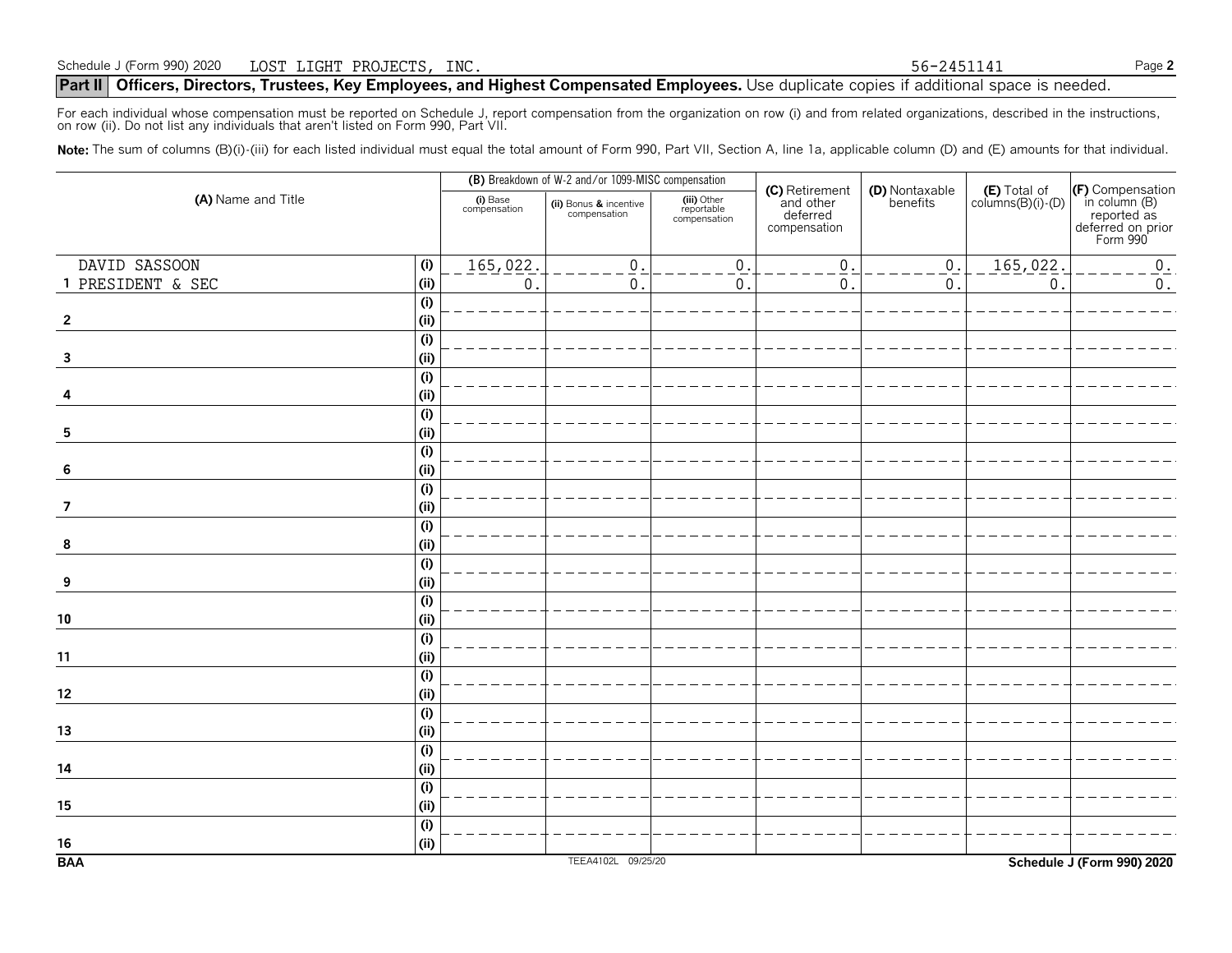Schedule J (Form 990) 2020 LOST LIGHT PROJECTS, INC. 56-2451141 Page 2

## Part II Officers, Directors, Trustees, Key Employees, and Highest Compensated Employees. Use duplicate copies if additional space is needed.

For each individual whose compensation must be reported on Schedule J, report compensation from the organization on row (i) and from related organizations, described in the instructions, on row (ii). Do not list any individuals that aren't listed on Form 990, Part VII.

**Note:** The sum of columns (B)(i)-(iii) for each listed individual must equal the total amount of Form 990, Part VII, Section A, line 1a, applicable column (D) and (E) amounts for that individual.

| (A) Name and Title | | (B) Breakdown of W-2 and/or 1099-MISC compensation | | | (C) Retirement and other deferred compensation | (D) Nontaxable benefits | (E) Total of columns(B)(i)-(D) | (F) Compensation in column (B) reported as deferred on prior Form 990 |
|---|---|---|---|---|---|---|---|---|
| | | (i) Base compensation | (ii) Bonus & incentive compensation | (iii) Other reportable compensation | | | | |
| 1 DAVID SASSOON PRESIDENT & SEC | (i) | 165,022. | 0. | 0. | 0. | 0. | 165,022. | 0. |
| | (ii) | 0. | 0. | 0. | 0. | 0. | 0. | 0. |
| 2 | (i) | | | | | | | |
| | (ii) | | | | | | | |
| 3 | (i) | | | | | | | |
| | (ii) | | | | | | | |
| 4 | (i) | | | | | | | |
| | (ii) | | | | | | | |
| 5 | (i) | | | | | | | |
| | (ii) | | | | | | | |
| 6 | (i) | | | | | | | |
| | (ii) | | | | | | | |
| 7 | (i) | | | | | | | |
| | (ii) | | | | | | | |
| 8 | (i) | | | | | | | |
| | (ii) | | | | | | | |
| 9 | (i) | | | | | | | |
| | (ii) | | | | | | | |
| 10 | (i) | | | | | | | |
| | (ii) | | | | | | | |
| 11 | (i) | | | | | | | |
| | (ii) | | | | | | | |
| 12 | (i) | | | | | | | |
| | (ii) | | | | | | | |
| 13 | (i) | | | | | | | |
| | (ii) | | | | | | | |
| 14 | (i) | | | | | | | |
| | (ii) | | | | | | | |
| 15 | (i) | | | | | | | |
| | (ii) | | | | | | | |
| 16 | (i) | | | | | | | |
| | (ii) | | | | | | | |

BAA TEEA4102L 09/25/20 Schedule J (Form 990) 2020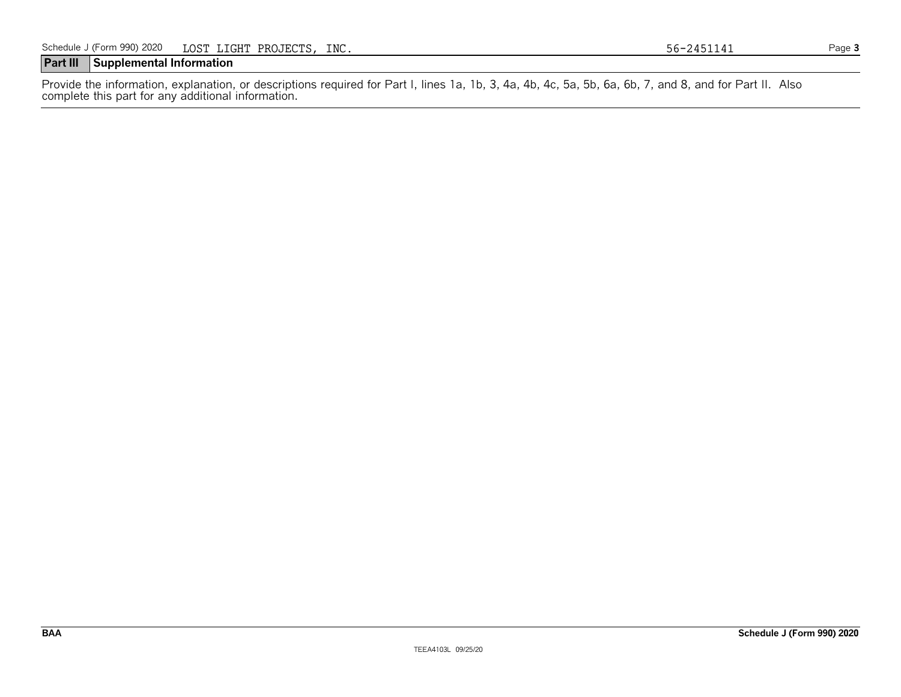Schedule J (Form 990) 2020 LOST LIGHT PROJECTS, INC. 56-2451141

## Part III Supplemental Information

Provide the information, explanation, or descriptions required for Part I, lines 1a, 1b, 3, 4a, 4b, 4c, 5a, 5b, 6a, 6b, 7, and 8, and for Part II. Also complete this part for any additional information.

BAA Schedule J (Form 990) 2020

TEEA4103L 09/25/20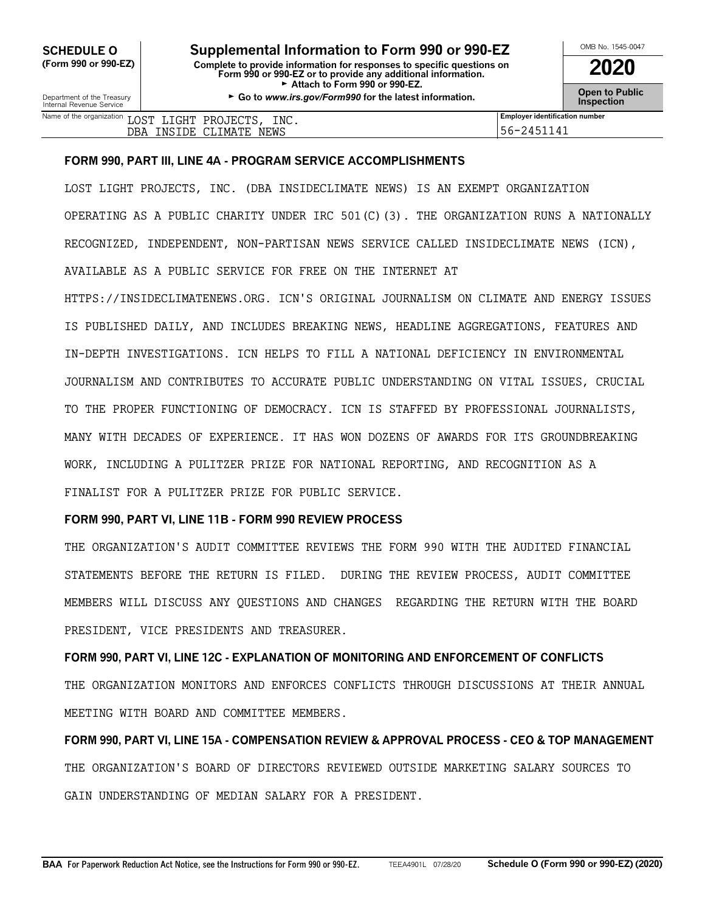**SCHEDULE O**
**(Form 990 or 990-EZ)**

Department of the Treasury
Internal Revenue Service

# Supplemental Information to Form 990 or 990-EZ

**Complete to provide information for responses to specific questions on Form 990 or 990-EZ or to provide any additional information.**
► **Attach to Form 990 or 990-EZ.**
► **Go to *www.irs.gov/Form990* for the latest information.**

OMB No. 1545-0047

**2020**

**Open to Public Inspection**

| Name of the organization | Employer identification number |
|---|---|
| LOST LIGHT PROJECTS, INC. DBA INSIDE CLIMATE NEWS | 56-2451141 |

**FORM 990, PART III, LINE 4A - PROGRAM SERVICE ACCOMPLISHMENTS**

LOST LIGHT PROJECTS, INC. (DBA INSIDECLIMATE NEWS) IS AN EXEMPT ORGANIZATION OPERATING AS A PUBLIC CHARITY UNDER IRC 501(C)(3). THE ORGANIZATION RUNS A NATIONALLY RECOGNIZED, INDEPENDENT, NON-PARTISAN NEWS SERVICE CALLED INSIDECLIMATE NEWS (ICN), AVAILABLE AS A PUBLIC SERVICE FOR FREE ON THE INTERNET AT HTTPS://INSIDECLIMATENEWS.ORG. ICN'S ORIGINAL JOURNALISM ON CLIMATE AND ENERGY ISSUES IS PUBLISHED DAILY, AND INCLUDES BREAKING NEWS, HEADLINE AGGREGATIONS, FEATURES AND IN-DEPTH INVESTIGATIONS. ICN HELPS TO FILL A NATIONAL DEFICIENCY IN ENVIRONMENTAL JOURNALISM AND CONTRIBUTES TO ACCURATE PUBLIC UNDERSTANDING ON VITAL ISSUES, CRUCIAL TO THE PROPER FUNCTIONING OF DEMOCRACY. ICN IS STAFFED BY PROFESSIONAL JOURNALISTS, MANY WITH DECADES OF EXPERIENCE. IT HAS WON DOZENS OF AWARDS FOR ITS GROUNDBREAKING WORK, INCLUDING A PULITZER PRIZE FOR NATIONAL REPORTING, AND RECOGNITION AS A FINALIST FOR A PULITZER PRIZE FOR PUBLIC SERVICE.

**FORM 990, PART VI, LINE 11B - FORM 990 REVIEW PROCESS**

THE ORGANIZATION'S AUDIT COMMITTEE REVIEWS THE FORM 990 WITH THE AUDITED FINANCIAL STATEMENTS BEFORE THE RETURN IS FILED. DURING THE REVIEW PROCESS, AUDIT COMMITTEE MEMBERS WILL DISCUSS ANY QUESTIONS AND CHANGES REGARDING THE RETURN WITH THE BOARD PRESIDENT, VICE PRESIDENTS AND TREASURER.

**FORM 990, PART VI, LINE 12C - EXPLANATION OF MONITORING AND ENFORCEMENT OF CONFLICTS**

THE ORGANIZATION MONITORS AND ENFORCES CONFLICTS THROUGH DISCUSSIONS AT THEIR ANNUAL MEETING WITH BOARD AND COMMITTEE MEMBERS.

**FORM 990, PART VI, LINE 15A - COMPENSATION REVIEW & APPROVAL PROCESS - CEO & TOP MANAGEMENT**

THE ORGANIZATION'S BOARD OF DIRECTORS REVIEWED OUTSIDE MARKETING SALARY SOURCES TO GAIN UNDERSTANDING OF MEDIAN SALARY FOR A PRESIDENT.

**BAA For Paperwork Reduction Act Notice, see the Instructions for Form 990 or 990-EZ.** TEEA4901L 07/28/20 **Schedule O (Form 990 or 990-EZ) (2020)**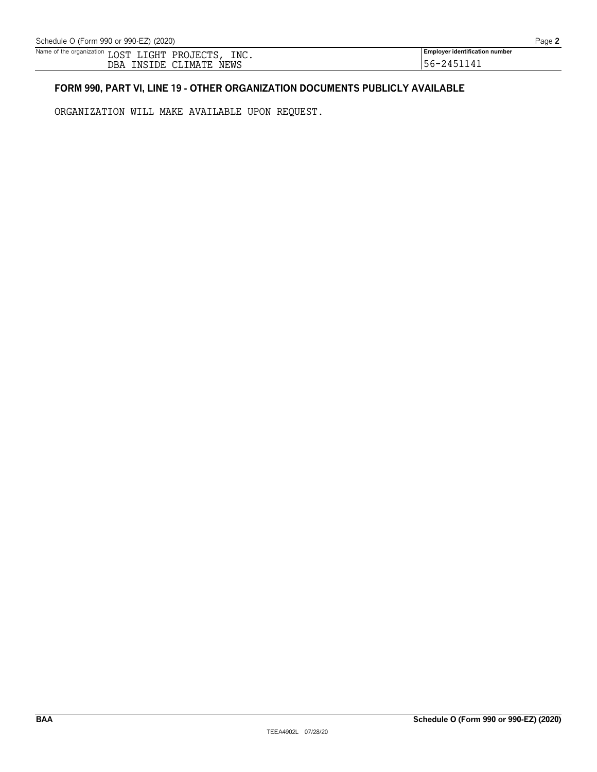Name of the organization LOST LIGHT PROJECTS, INC. DBA INSIDE CLIMATE NEWS

Employer identification number 56-2451141

## FORM 990, PART VI, LINE 19 - OTHER ORGANIZATION DOCUMENTS PUBLICLY AVAILABLE

ORGANIZATION WILL MAKE AVAILABLE UPON REQUEST.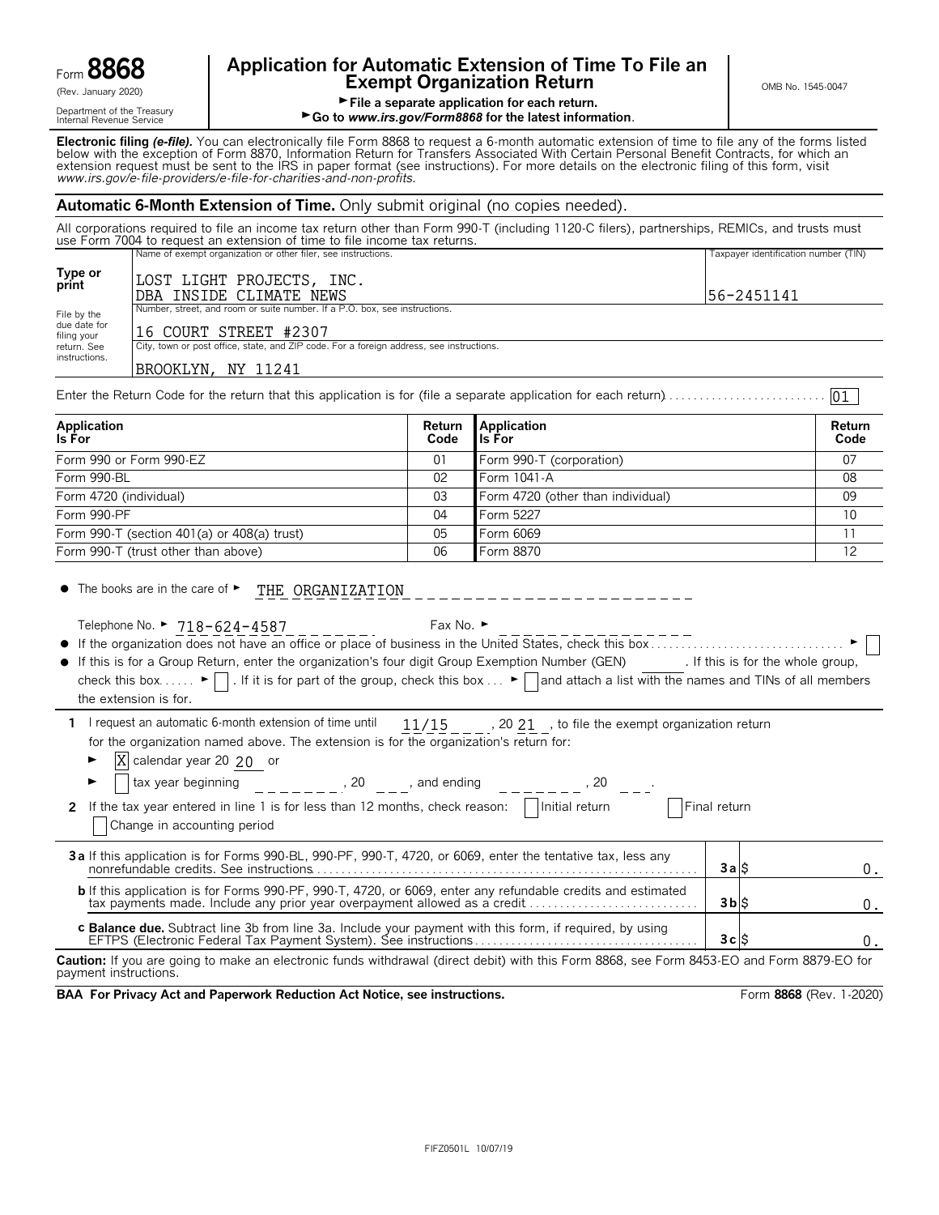Form **8868**

(Rev. January 2020)

Department of the Treasury Internal Revenue Service

# Application for Automatic Extension of Time To File an Exempt Organization Return

► File a separate application for each return.

► Go to *www.irs.gov/Form8868* for the latest information.

OMB No. 1545-0047

**Electronic filing *(e-file)*.** You can electronically file Form 8868 to request a 6-month automatic extension of time to file any of the forms listed below with the exception of Form 8870, Information Return for Transfers Associated With Certain Personal Benefit Contracts, for which an extension request must be sent to the IRS in paper format (see instructions). For more details on the electronic filing of this form, visit *www.irs.gov/e-file-providers/e-file-for-charities-and-non-profits.*

## Automatic 6-Month Extension of Time. Only submit original (no copies needed).

All corporations required to file an income tax return other than Form 990-T (including 1120-C filers), partnerships, REMICs, and trusts must use Form 7004 to request an extension of time to file income tax returns.

**Type or print**

File by the due date for filing your return. See instructions.

Name of exempt organization or other filer, see instructions.
LOST LIGHT PROJECTS, INC.
DBA INSIDE CLIMATE NEWS

Taxpayer identification number (TIN): 56-2451141

Number, street, and room or suite number. If a P.O. box, see instructions.
16 COURT STREET #2307

City, town or post office, state, and ZIP code. For a foreign address, see instructions.
BROOKLYN, NY 11241

Enter the Return Code for the return that this application is for (file a separate application for each return) . . . . . . 01

| Application Is For | Return Code | Application Is For | Return Code |
|---|---|---|---|
| Form 990 or Form 990-EZ | 01 | Form 990-T (corporation) | 07 |
| Form 990-BL | 02 | Form 1041-A | 08 |
| Form 4720 (individual) | 03 | Form 4720 (other than individual) | 09 |
| Form 990-PF | 04 | Form 5227 | 10 |
| Form 990-T (section 401(a) or 408(a) trust) | 05 | Form 6069 | 11 |
| Form 990-T (trust other than above) | 06 | Form 8870 | 12 |

- The books are in the care of ► THE ORGANIZATION

  Telephone No. ► 718-624-4587    Fax No. ►

- If the organization does not have an office or place of business in the United States, check this box . . . . . . ► ☐
- If this is for a Group Return, enter the organization's four digit Group Exemption Number (GEN) ______ . If this is for the whole group, check this box . . . . . ► ☐ . If it is for part of the group, check this box . . . ► ☐ and attach a list with the names and TINs of all members the extension is for.

**1** I request an automatic 6-month extension of time until 11/15 , 20 21 , to file the exempt organization return for the organization named above. The extension is for the organization's return for:

► ☒ calendar year 20 20 or

► ☐ tax year beginning ________ , 20 ___ , and ending ________ , 20 ___ .

**2** If the tax year entered in line 1 is for less than 12 months, check reason: ☐ Initial return ☐ Final return ☐ Change in accounting period

| | | |
|---|---|---|
| **3a** If this application is for Forms 990-BL, 990-PF, 990-T, 4720, or 6069, enter the tentative tax, less any nonrefundable credits. See instructions | 3a | $ 0. |
| **b** If this application is for Forms 990-PF, 990-T, 4720, or 6069, enter any refundable credits and estimated tax payments made. Include any prior year overpayment allowed as a credit | 3b | $ 0. |
| **c Balance due.** Subtract line 3b from line 3a. Include your payment with this form, if required, by using EFTPS (Electronic Federal Tax Payment System). See instructions | 3c | $ 0. |

**Caution:** If you are going to make an electronic funds withdrawal (direct debit) with this Form 8868, see Form 8453-EO and Form 8879-EO for payment instructions.

**BAA For Privacy Act and Paperwork Reduction Act Notice, see instructions.** Form **8868** (Rev. 1-2020)

FIFZ0501L 10/07/19